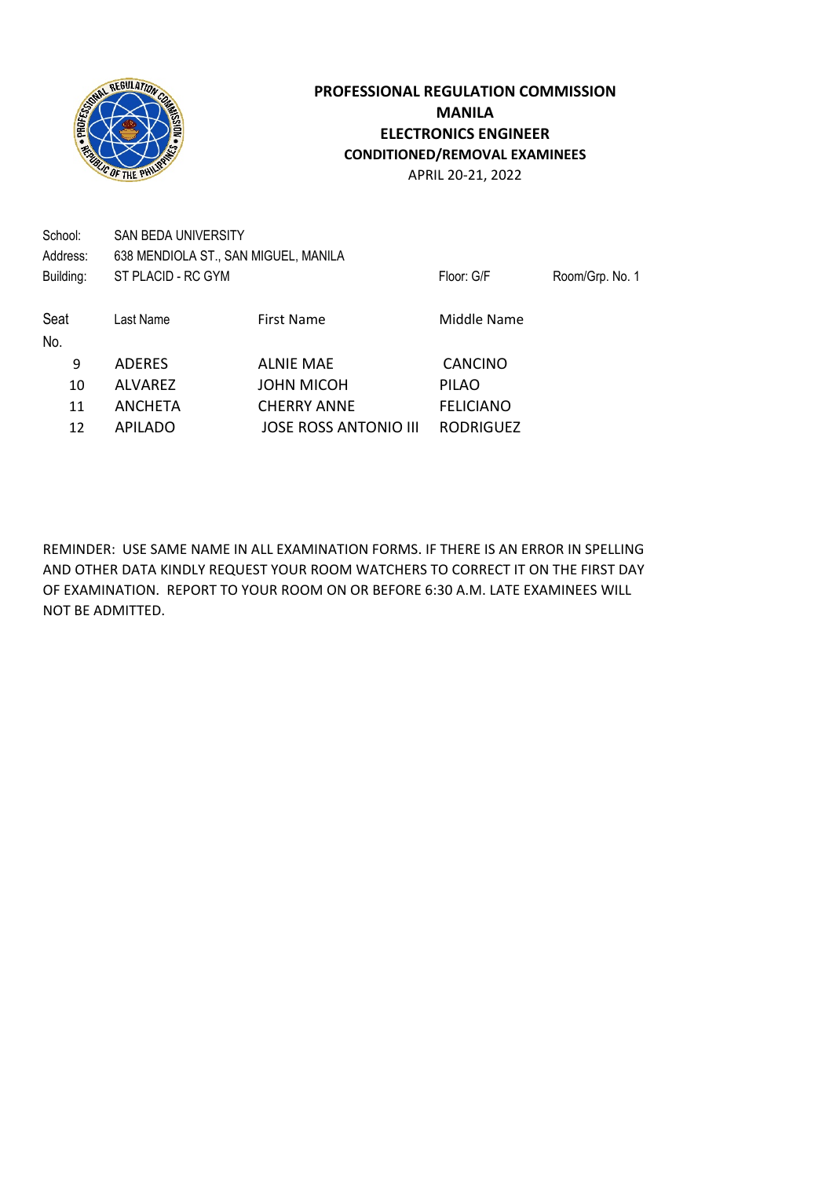# PROFESSIONAL REGULATION COMMISSION
## MANILA
## ELECTRONICS ENGINEER
## CONDITIONED/REMOVAL EXAMINEES

APRIL 20-21, 2022

School: SAN BEDA UNIVERSITY

Address: 638 MENDIOLA ST., SAN MIGUEL, MANILA

Building: ST PLACID - RC GYM    Floor: G/F    Room/Grp. No. 1

| Seat No. | Last Name | First Name | Middle Name |
|---|---|---|---|
| 9 | ADERES | ALNIE MAE | CANCINO |
| 10 | ALVAREZ | JOHN MICOH | PILAO |
| 11 | ANCHETA | CHERRY ANNE | FELICIANO |
| 12 | APILADO | JOSE ROSS ANTONIO III | RODRIGUEZ |

REMINDER: USE SAME NAME IN ALL EXAMINATION FORMS. IF THERE IS AN ERROR IN SPELLING AND OTHER DATA KINDLY REQUEST YOUR ROOM WATCHERS TO CORRECT IT ON THE FIRST DAY OF EXAMINATION. REPORT TO YOUR ROOM ON OR BEFORE 6:30 A.M. LATE EXAMINEES WILL NOT BE ADMITTED.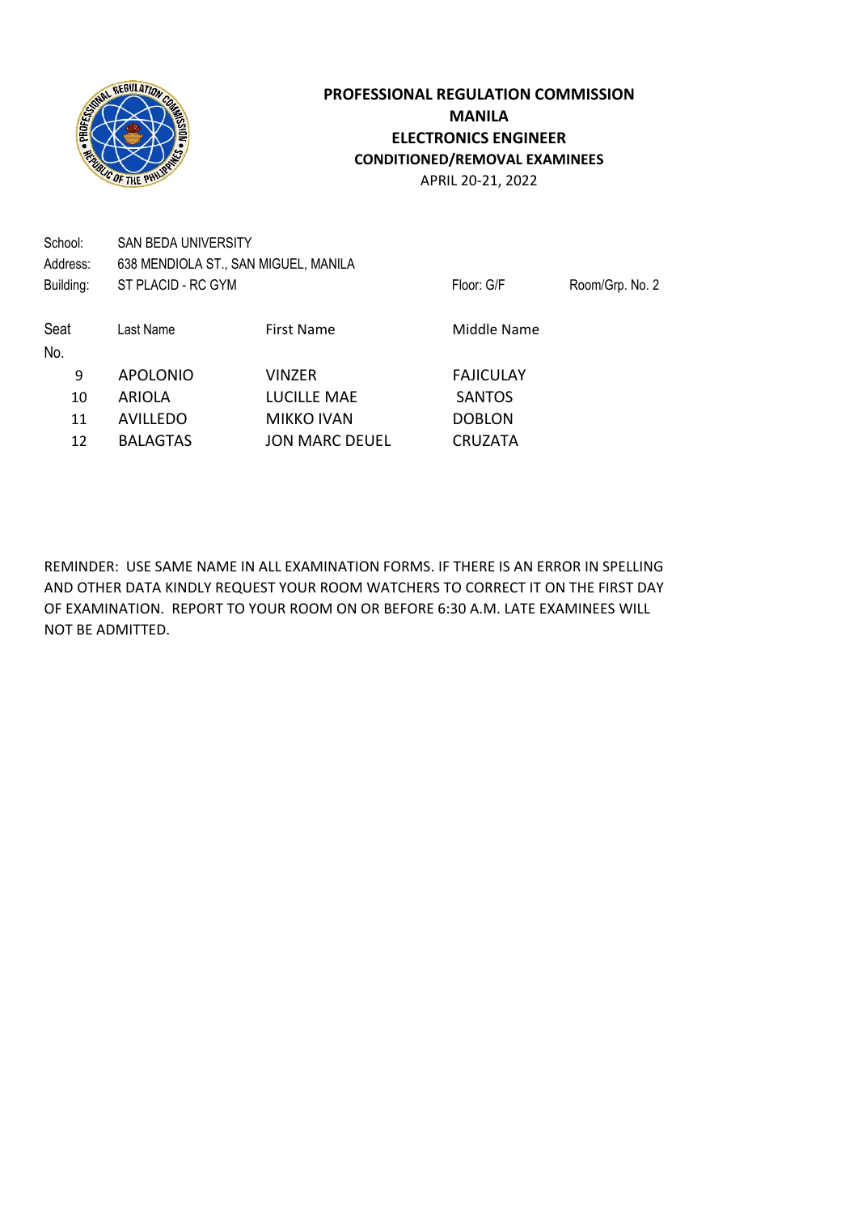**PROFESSIONAL REGULATION COMMISSION**
**MANILA**
**ELECTRONICS ENGINEER**
**CONDITIONED/REMOVAL EXAMINEES**
APRIL 20-21, 2022

School: SAN BEDA UNIVERSITY
Address: 638 MENDIOLA ST., SAN MIGUEL, MANILA
Building: ST PLACID - RC GYM    Floor: G/F    Room/Grp. No. 2

| Seat No. | Last Name | First Name | Middle Name |
|---|---|---|---|
| 9 | APOLONIO | VINZER | FAJICULAY |
| 10 | ARIOLA | LUCILLE MAE | SANTOS |
| 11 | AVILLEDO | MIKKO IVAN | DOBLON |
| 12 | BALAGTAS | JON MARC DEUEL | CRUZATA |

REMINDER: USE SAME NAME IN ALL EXAMINATION FORMS. IF THERE IS AN ERROR IN SPELLING AND OTHER DATA KINDLY REQUEST YOUR ROOM WATCHERS TO CORRECT IT ON THE FIRST DAY OF EXAMINATION. REPORT TO YOUR ROOM ON OR BEFORE 6:30 A.M. LATE EXAMINEES WILL NOT BE ADMITTED.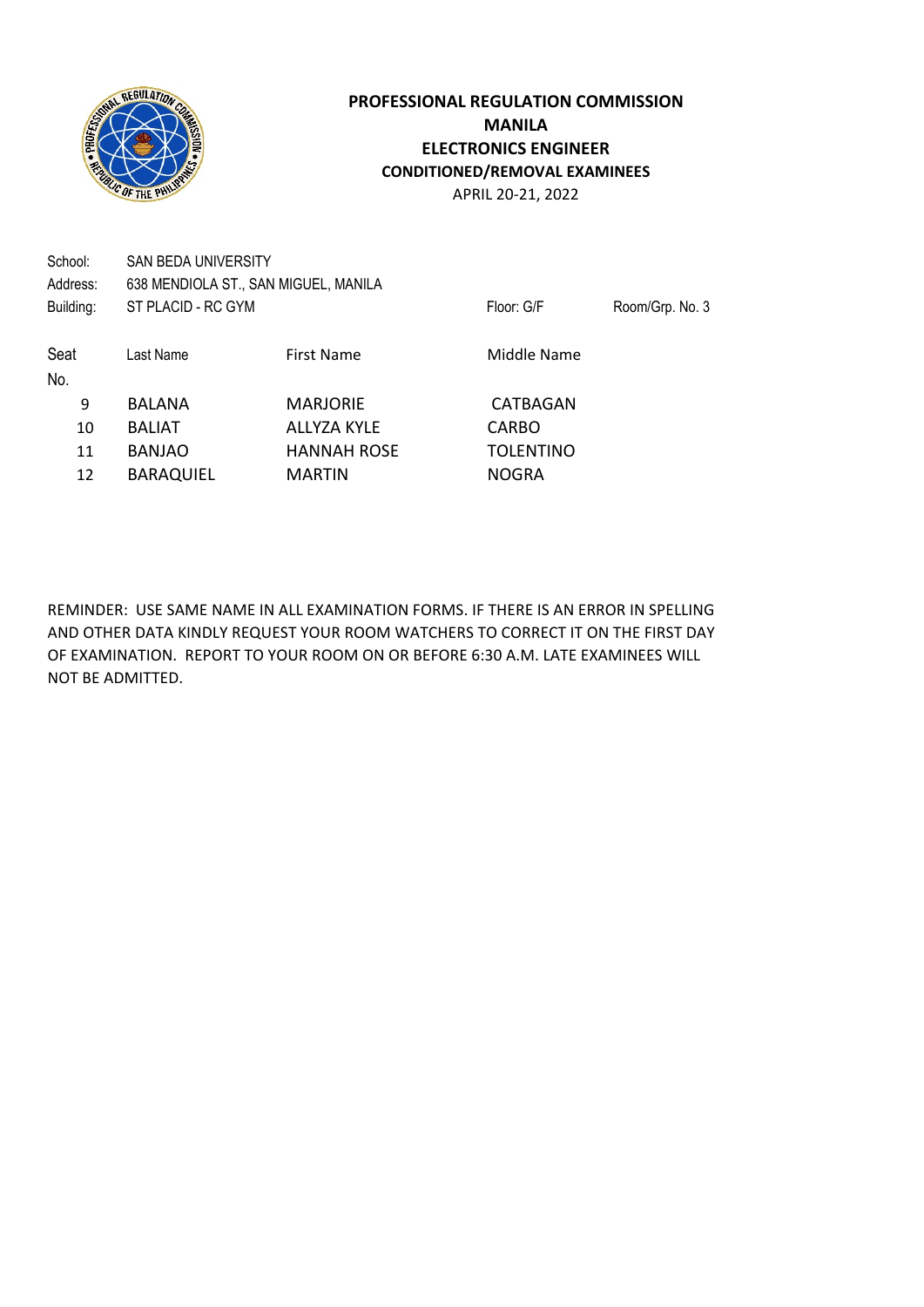**PROFESSIONAL REGULATION COMMISSION**
**MANILA**
**ELECTRONICS ENGINEER**
**CONDITIONED/REMOVAL EXAMINEES**
APRIL 20-21, 2022

School: SAN BEDA UNIVERSITY
Address: 638 MENDIOLA ST., SAN MIGUEL, MANILA
Building: ST PLACID - RC GYM    Floor: G/F    Room/Grp. No. 3

| Seat No. | Last Name | First Name | Middle Name |
|---|---|---|---|
| 9 | BALANA | MARJORIE | CATBAGAN |
| 10 | BALIAT | ALLYZA KYLE | CARBO |
| 11 | BANJAO | HANNAH ROSE | TOLENTINO |
| 12 | BARAQUIEL | MARTIN | NOGRA |

REMINDER: USE SAME NAME IN ALL EXAMINATION FORMS. IF THERE IS AN ERROR IN SPELLING AND OTHER DATA KINDLY REQUEST YOUR ROOM WATCHERS TO CORRECT IT ON THE FIRST DAY OF EXAMINATION. REPORT TO YOUR ROOM ON OR BEFORE 6:30 A.M. LATE EXAMINEES WILL NOT BE ADMITTED.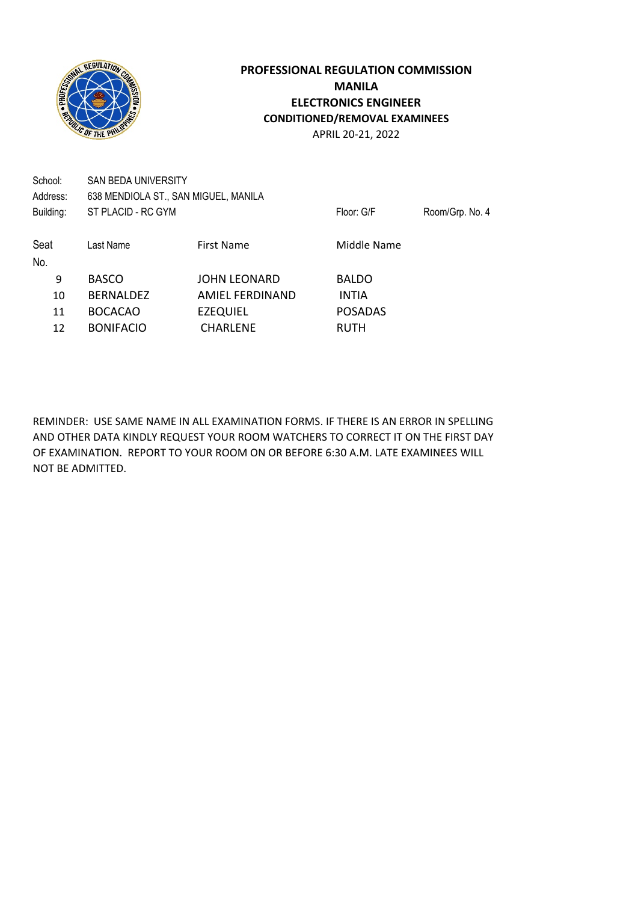**PROFESSIONAL REGULATION COMMISSION**
**MANILA**
**ELECTRONICS ENGINEER**
**CONDITIONED/REMOVAL EXAMINEES**
APRIL 20-21, 2022

School: SAN BEDA UNIVERSITY
Address: 638 MENDIOLA ST., SAN MIGUEL, MANILA
Building: ST PLACID - RC GYM        Floor: G/F        Room/Grp. No. 4

| Seat No. | Last Name | First Name | Middle Name |
|---|---|---|---|
| 9 | BASCO | JOHN LEONARD | BALDO |
| 10 | BERNALDEZ | AMIEL FERDINAND | INTIA |
| 11 | BOCACAO | EZEQUIEL | POSADAS |
| 12 | BONIFACIO | CHARLENE | RUTH |

REMINDER: USE SAME NAME IN ALL EXAMINATION FORMS. IF THERE IS AN ERROR IN SPELLING AND OTHER DATA KINDLY REQUEST YOUR ROOM WATCHERS TO CORRECT IT ON THE FIRST DAY OF EXAMINATION. REPORT TO YOUR ROOM ON OR BEFORE 6:30 A.M. LATE EXAMINEES WILL NOT BE ADMITTED.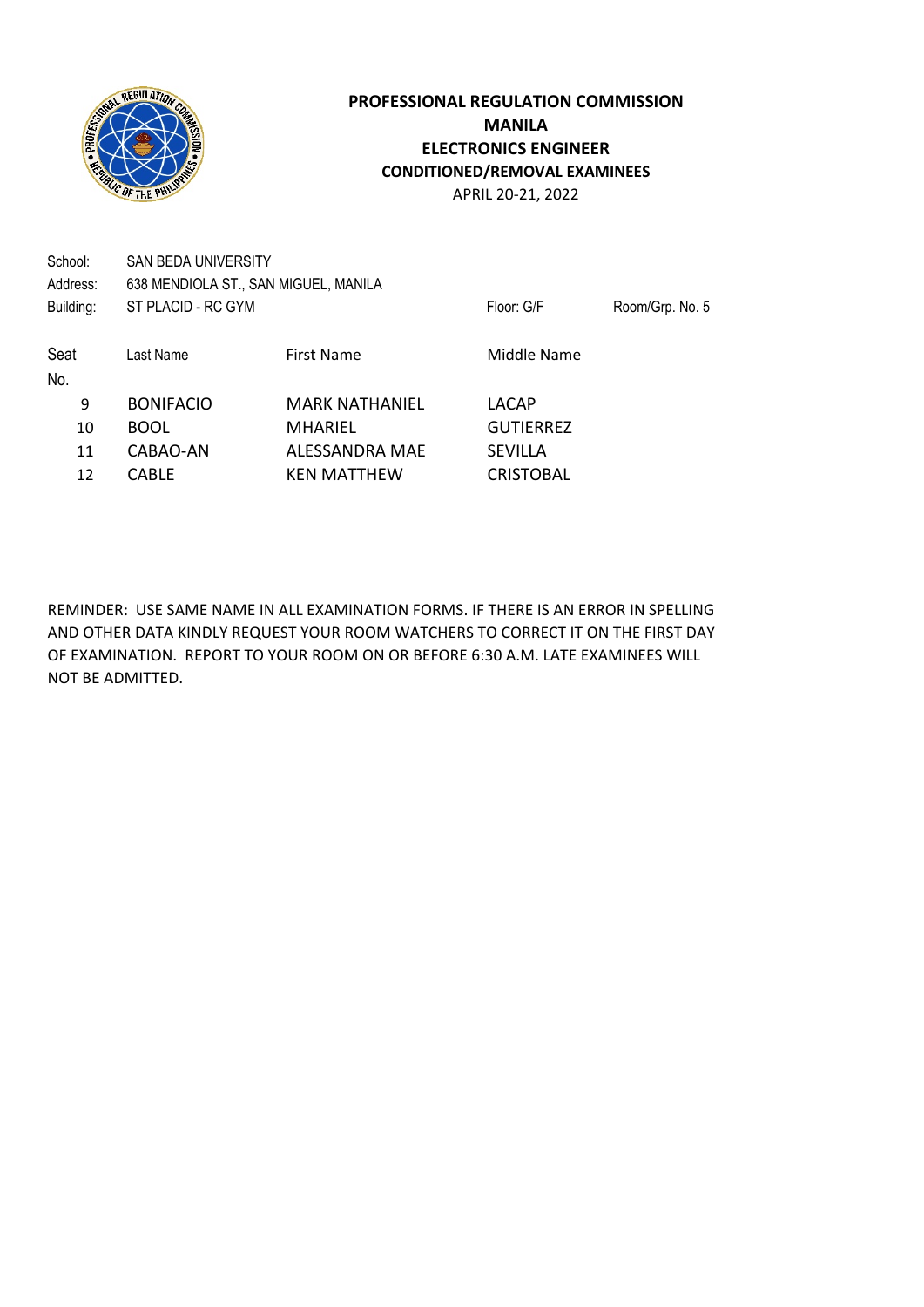**PROFESSIONAL REGULATION COMMISSION**
**MANILA**
**ELECTRONICS ENGINEER**
**CONDITIONED/REMOVAL EXAMINEES**
APRIL 20-21, 2022

School: SAN BEDA UNIVERSITY
Address: 638 MENDIOLA ST., SAN MIGUEL, MANILA
Building: ST PLACID - RC GYM Floor: G/F Room/Grp. No. 5

| Seat No. | Last Name | First Name | Middle Name |
|---|---|---|---|
| 9 | BONIFACIO | MARK NATHANIEL | LACAP |
| 10 | BOOL | MHARIEL | GUTIERREZ |
| 11 | CABAO-AN | ALESSANDRA MAE | SEVILLA |
| 12 | CABLE | KEN MATTHEW | CRISTOBAL |

REMINDER: USE SAME NAME IN ALL EXAMINATION FORMS. IF THERE IS AN ERROR IN SPELLING AND OTHER DATA KINDLY REQUEST YOUR ROOM WATCHERS TO CORRECT IT ON THE FIRST DAY OF EXAMINATION. REPORT TO YOUR ROOM ON OR BEFORE 6:30 A.M. LATE EXAMINEES WILL NOT BE ADMITTED.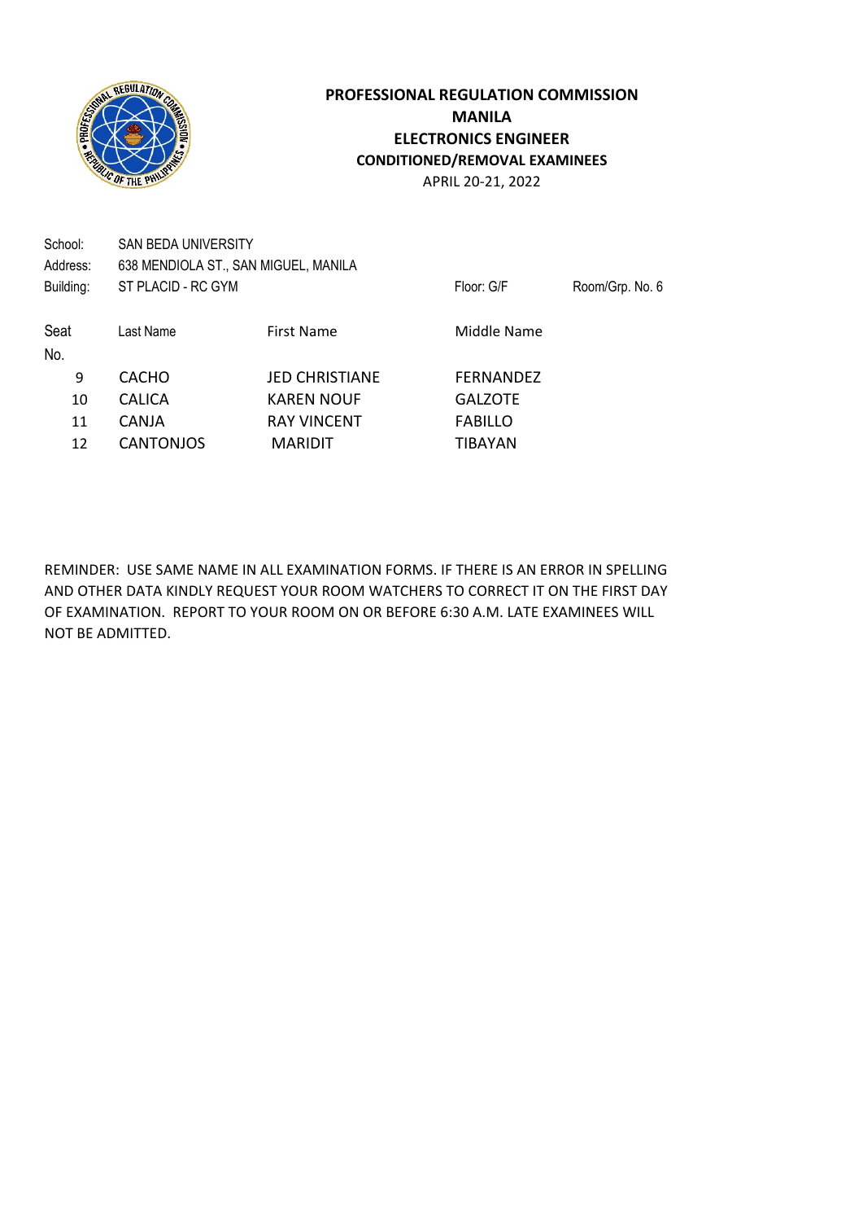**PROFESSIONAL REGULATION COMMISSION**
**MANILA**
**ELECTRONICS ENGINEER**
**CONDITIONED/REMOVAL EXAMINEES**
APRIL 20-21, 2022

School: SAN BEDA UNIVERSITY
Address: 638 MENDIOLA ST., SAN MIGUEL, MANILA
Building: ST PLACID - RC GYM Floor: G/F Room/Grp. No. 6

| Seat No. | Last Name | First Name | Middle Name |
|---|---|---|---|
| 9 | CACHO | JED CHRISTIANE | FERNANDEZ |
| 10 | CALICA | KAREN NOUF | GALZOTE |
| 11 | CANJA | RAY VINCENT | FABILLO |
| 12 | CANTONJOS | MARIDIT | TIBAYAN |

REMINDER: USE SAME NAME IN ALL EXAMINATION FORMS. IF THERE IS AN ERROR IN SPELLING AND OTHER DATA KINDLY REQUEST YOUR ROOM WATCHERS TO CORRECT IT ON THE FIRST DAY OF EXAMINATION. REPORT TO YOUR ROOM ON OR BEFORE 6:30 A.M. LATE EXAMINEES WILL NOT BE ADMITTED.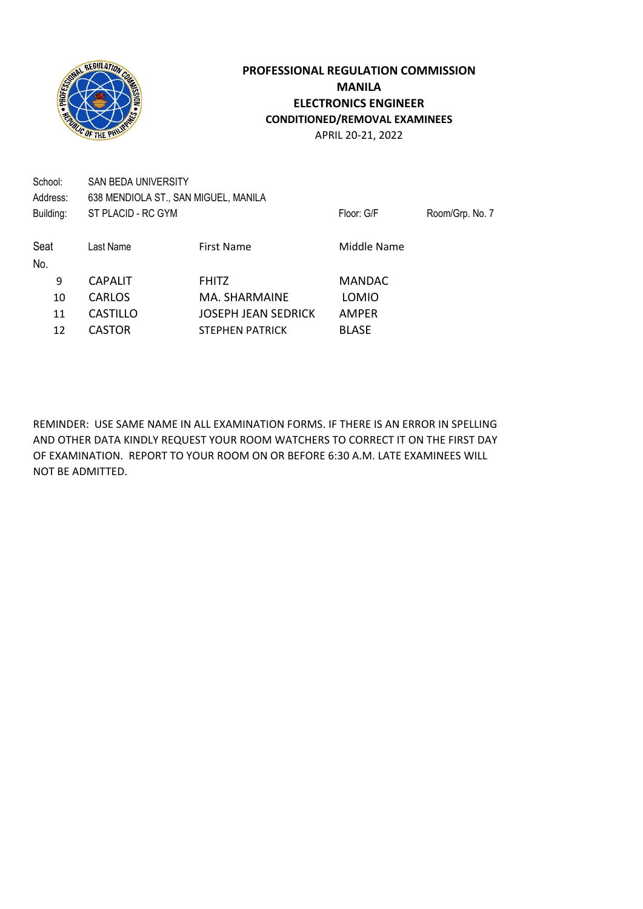**PROFESSIONAL REGULATION COMMISSION**
**MANILA**
**ELECTRONICS ENGINEER**
**CONDITIONED/REMOVAL EXAMINEES**
APRIL 20-21, 2022

School: SAN BEDA UNIVERSITY
Address: 638 MENDIOLA ST., SAN MIGUEL, MANILA
Building: ST PLACID - RC GYM | Floor: G/F | Room/Grp. No. 7

| Seat No. | Last Name | First Name | Middle Name |
|---|---|---|---|
| 9 | CAPALIT | FHITZ | MANDAC |
| 10 | CARLOS | MA. SHARMAINE | LOMIO |
| 11 | CASTILLO | JOSEPH JEAN SEDRICK | AMPER |
| 12 | CASTOR | STEPHEN PATRICK | BLASE |

REMINDER: USE SAME NAME IN ALL EXAMINATION FORMS. IF THERE IS AN ERROR IN SPELLING AND OTHER DATA KINDLY REQUEST YOUR ROOM WATCHERS TO CORRECT IT ON THE FIRST DAY OF EXAMINATION. REPORT TO YOUR ROOM ON OR BEFORE 6:30 A.M. LATE EXAMINEES WILL NOT BE ADMITTED.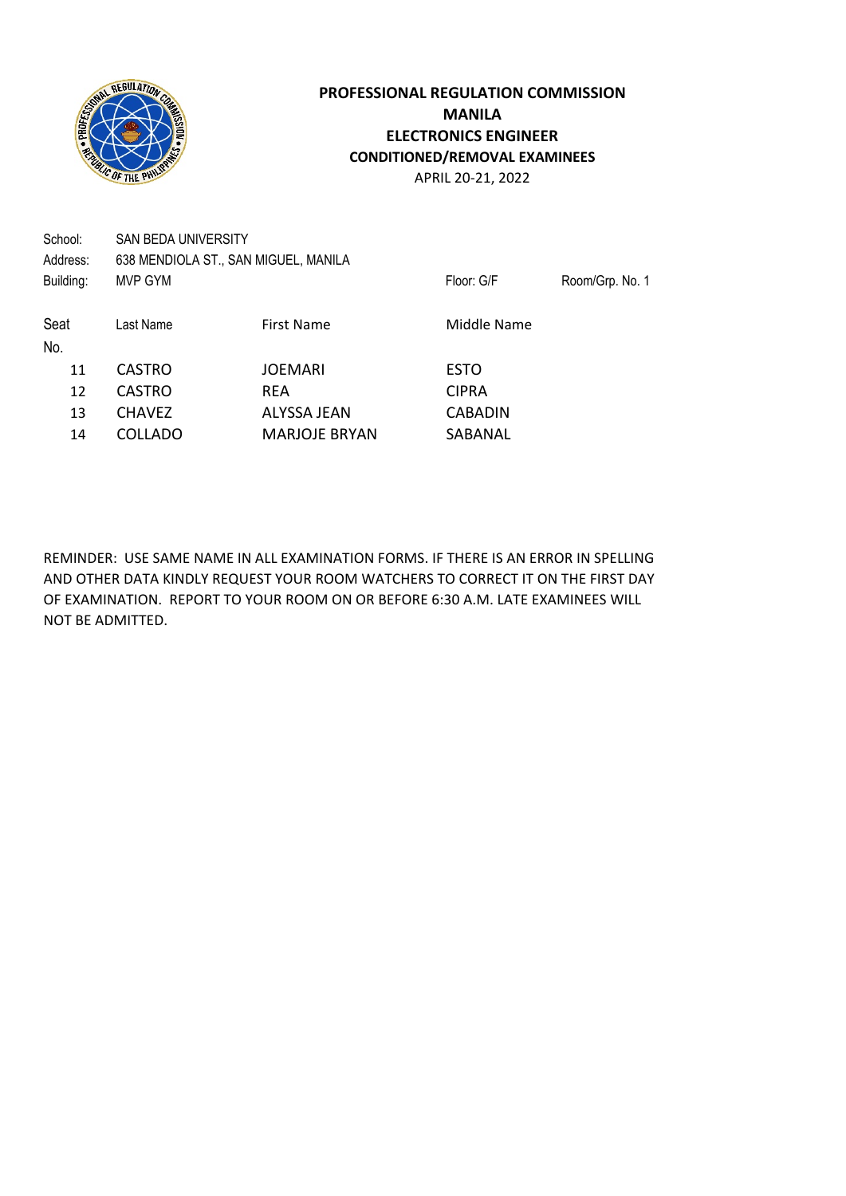**PROFESSIONAL REGULATION COMMISSION**
**MANILA**
**ELECTRONICS ENGINEER**
**CONDITIONED/REMOVAL EXAMINEES**
APRIL 20-21, 2022

School: SAN BEDA UNIVERSITY
Address: 638 MENDIOLA ST., SAN MIGUEL, MANILA
Building: MVP GYM    Floor: G/F    Room/Grp. No. 1

| Seat No. | Last Name | First Name | Middle Name |
|---|---|---|---|
| 11 | CASTRO | JOEMARI | ESTO |
| 12 | CASTRO | REA | CIPRA |
| 13 | CHAVEZ | ALYSSA JEAN | CABADIN |
| 14 | COLLADO | MARJOJE BRYAN | SABANAL |

REMINDER: USE SAME NAME IN ALL EXAMINATION FORMS. IF THERE IS AN ERROR IN SPELLING AND OTHER DATA KINDLY REQUEST YOUR ROOM WATCHERS TO CORRECT IT ON THE FIRST DAY OF EXAMINATION. REPORT TO YOUR ROOM ON OR BEFORE 6:30 A.M. LATE EXAMINEES WILL NOT BE ADMITTED.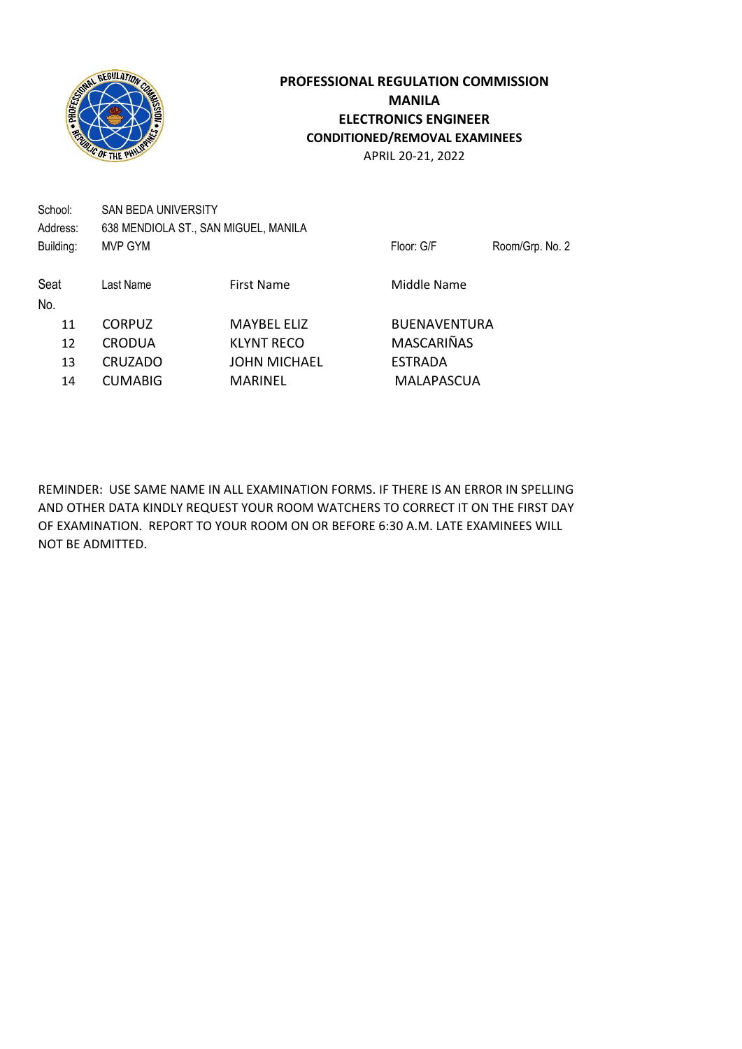**PROFESSIONAL REGULATION COMMISSION**
**MANILA**
**ELECTRONICS ENGINEER**
**CONDITIONED/REMOVAL EXAMINEES**
APRIL 20-21, 2022

School: SAN BEDA UNIVERSITY
Address: 638 MENDIOLA ST., SAN MIGUEL, MANILA
Building: MVP GYM Floor: G/F Room/Grp. No. 2

| Seat No. | Last Name | First Name | Middle Name |
|---|---|---|---|
| 11 | CORPUZ | MAYBEL ELIZ | BUENAVENTURA |
| 12 | CRODUA | KLYNT RECO | MASCARIÑAS |
| 13 | CRUZADO | JOHN MICHAEL | ESTRADA |
| 14 | CUMABIG | MARINEL | MALAPASCUA |

REMINDER: USE SAME NAME IN ALL EXAMINATION FORMS. IF THERE IS AN ERROR IN SPELLING AND OTHER DATA KINDLY REQUEST YOUR ROOM WATCHERS TO CORRECT IT ON THE FIRST DAY OF EXAMINATION. REPORT TO YOUR ROOM ON OR BEFORE 6:30 A.M. LATE EXAMINEES WILL NOT BE ADMITTED.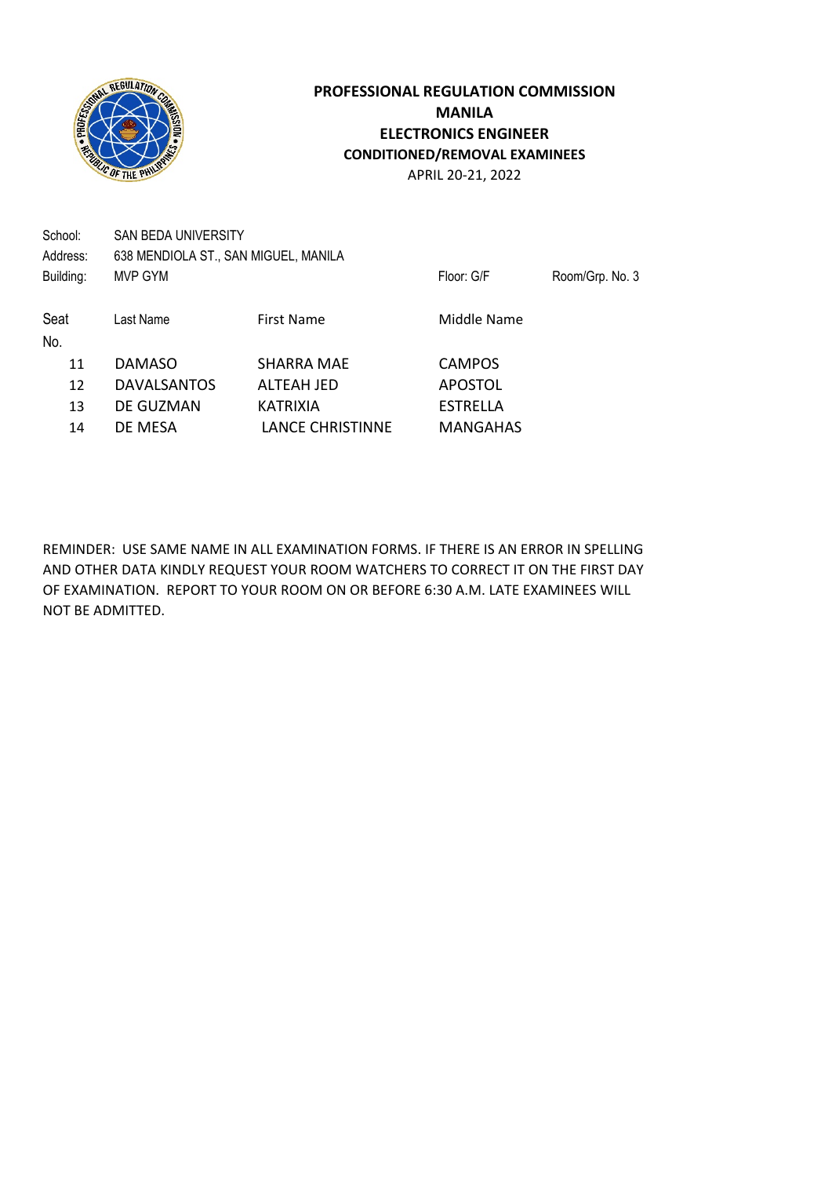**PROFESSIONAL REGULATION COMMISSION**
**MANILA**
**ELECTRONICS ENGINEER**
**CONDITIONED/REMOVAL EXAMINEES**
APRIL 20-21, 2022

School: SAN BEDA UNIVERSITY
Address: 638 MENDIOLA ST., SAN MIGUEL, MANILA
Building: MVP GYM    Floor: G/F    Room/Grp. No. 3

| Seat No. | Last Name | First Name | Middle Name |
|---|---|---|---|
| 11 | DAMASO | SHARRA MAE | CAMPOS |
| 12 | DAVALSANTOS | ALTEAH JED | APOSTOL |
| 13 | DE GUZMAN | KATRIXIA | ESTRELLA |
| 14 | DE MESA | LANCE CHRISTINNE | MANGAHAS |

REMINDER: USE SAME NAME IN ALL EXAMINATION FORMS. IF THERE IS AN ERROR IN SPELLING AND OTHER DATA KINDLY REQUEST YOUR ROOM WATCHERS TO CORRECT IT ON THE FIRST DAY OF EXAMINATION. REPORT TO YOUR ROOM ON OR BEFORE 6:30 A.M. LATE EXAMINEES WILL NOT BE ADMITTED.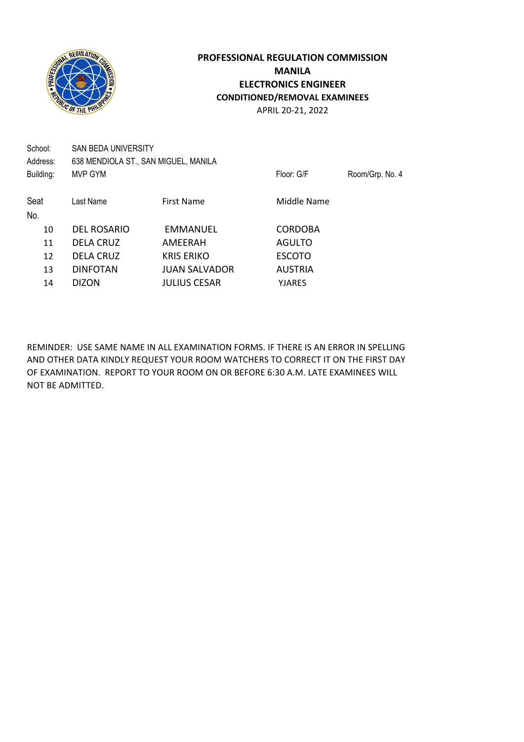**PROFESSIONAL REGULATION COMMISSION**
**MANILA**
**ELECTRONICS ENGINEER**
**CONDITIONED/REMOVAL EXAMINEES**
APRIL 20-21, 2022

School: SAN BEDA UNIVERSITY
Address: 638 MENDIOLA ST., SAN MIGUEL, MANILA
Building: MVP GYM Floor: G/F Room/Grp. No. 4

| Seat No. | Last Name | First Name | Middle Name |
|---|---|---|---|
| 10 | DEL ROSARIO | EMMANUEL | CORDOBA |
| 11 | DELA CRUZ | AMEERAH | AGULTO |
| 12 | DELA CRUZ | KRIS ERIKO | ESCOTO |
| 13 | DINFOTAN | JUAN SALVADOR | AUSTRIA |
| 14 | DIZON | JULIUS CESAR | YJARES |

REMINDER: USE SAME NAME IN ALL EXAMINATION FORMS. IF THERE IS AN ERROR IN SPELLING AND OTHER DATA KINDLY REQUEST YOUR ROOM WATCHERS TO CORRECT IT ON THE FIRST DAY OF EXAMINATION. REPORT TO YOUR ROOM ON OR BEFORE 6:30 A.M. LATE EXAMINEES WILL NOT BE ADMITTED.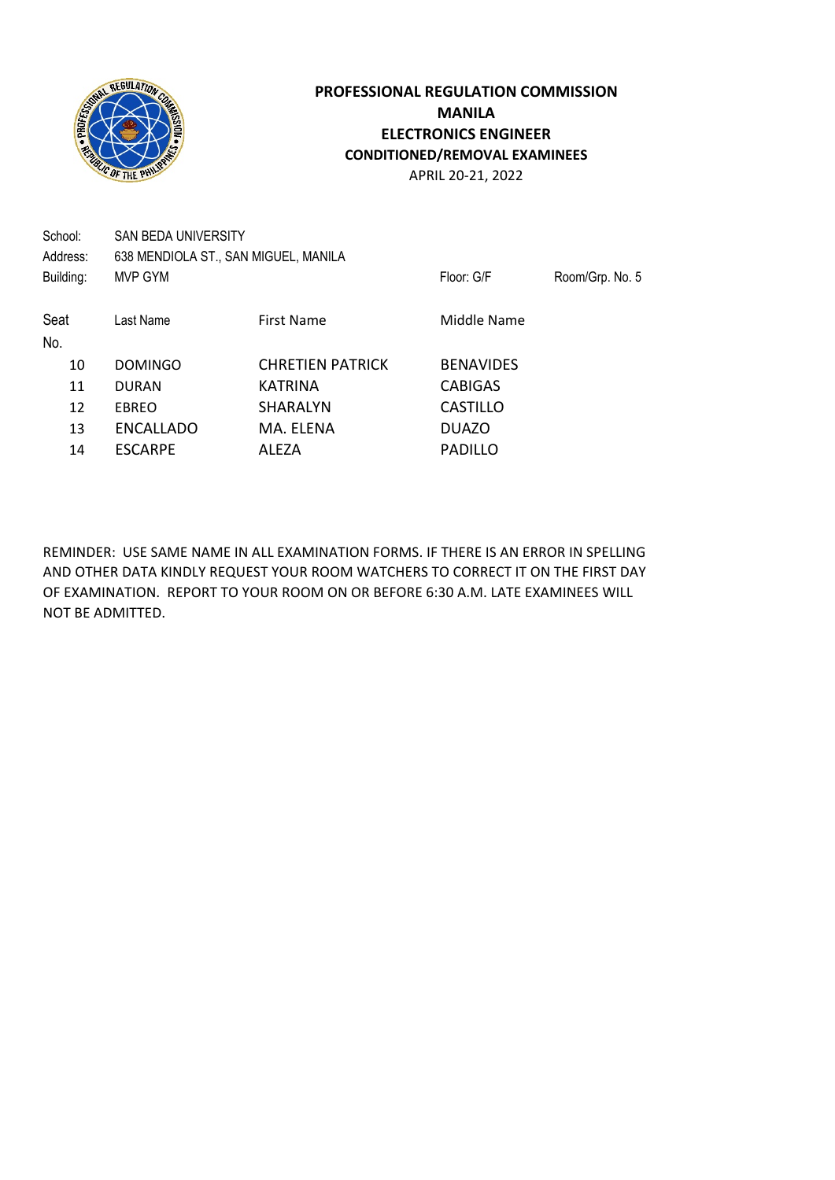**PROFESSIONAL REGULATION COMMISSION**
**MANILA**
**ELECTRONICS ENGINEER**
**CONDITIONED/REMOVAL EXAMINEES**
APRIL 20-21, 2022

School: SAN BEDA UNIVERSITY
Address: 638 MENDIOLA ST., SAN MIGUEL, MANILA
Building: MVP GYM Floor: G/F Room/Grp. No. 5

| Seat No. | Last Name | First Name | Middle Name |
|---|---|---|---|
| 10 | DOMINGO | CHRETIEN PATRICK | BENAVIDES |
| 11 | DURAN | KATRINA | CABIGAS |
| 12 | EBREO | SHARALYN | CASTILLO |
| 13 | ENCALLADO | MA. ELENA | DUAZO |
| 14 | ESCARPE | ALEZA | PADILLO |

REMINDER: USE SAME NAME IN ALL EXAMINATION FORMS. IF THERE IS AN ERROR IN SPELLING AND OTHER DATA KINDLY REQUEST YOUR ROOM WATCHERS TO CORRECT IT ON THE FIRST DAY OF EXAMINATION. REPORT TO YOUR ROOM ON OR BEFORE 6:30 A.M. LATE EXAMINEES WILL NOT BE ADMITTED.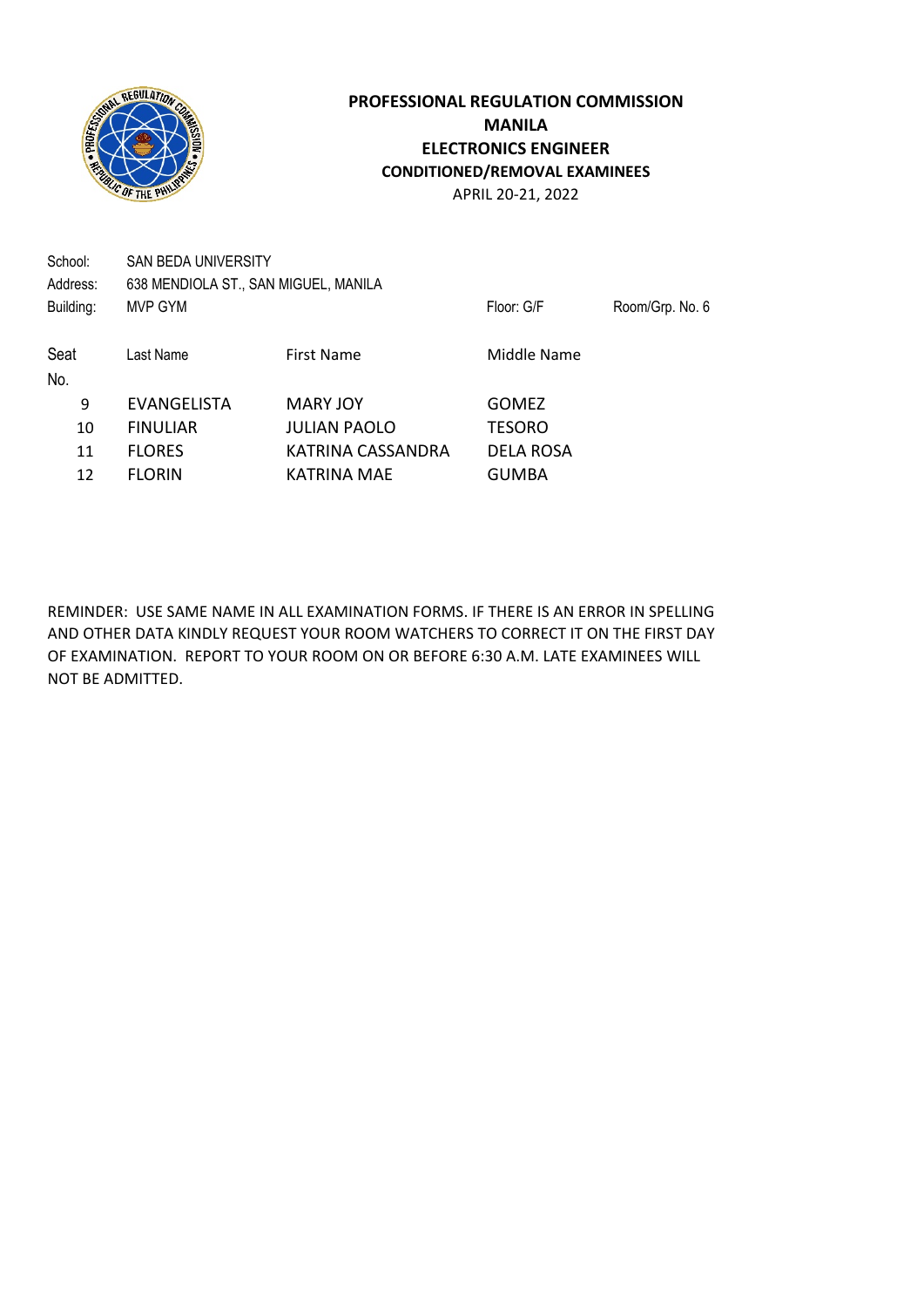**PROFESSIONAL REGULATION COMMISSION**
**MANILA**
**ELECTRONICS ENGINEER**
**CONDITIONED/REMOVAL EXAMINEES**
APRIL 20-21, 2022

School: SAN BEDA UNIVERSITY
Address: 638 MENDIOLA ST., SAN MIGUEL, MANILA
Building: MVP GYM Floor: G/F Room/Grp. No. 6

| Seat No. | Last Name | First Name | Middle Name |
|---|---|---|---|
| 9 | EVANGELISTA | MARY JOY | GOMEZ |
| 10 | FINULIAR | JULIAN PAOLO | TESORO |
| 11 | FLORES | KATRINA CASSANDRA | DELA ROSA |
| 12 | FLORIN | KATRINA MAE | GUMBA |

REMINDER: USE SAME NAME IN ALL EXAMINATION FORMS. IF THERE IS AN ERROR IN SPELLING AND OTHER DATA KINDLY REQUEST YOUR ROOM WATCHERS TO CORRECT IT ON THE FIRST DAY OF EXAMINATION. REPORT TO YOUR ROOM ON OR BEFORE 6:30 A.M. LATE EXAMINEES WILL NOT BE ADMITTED.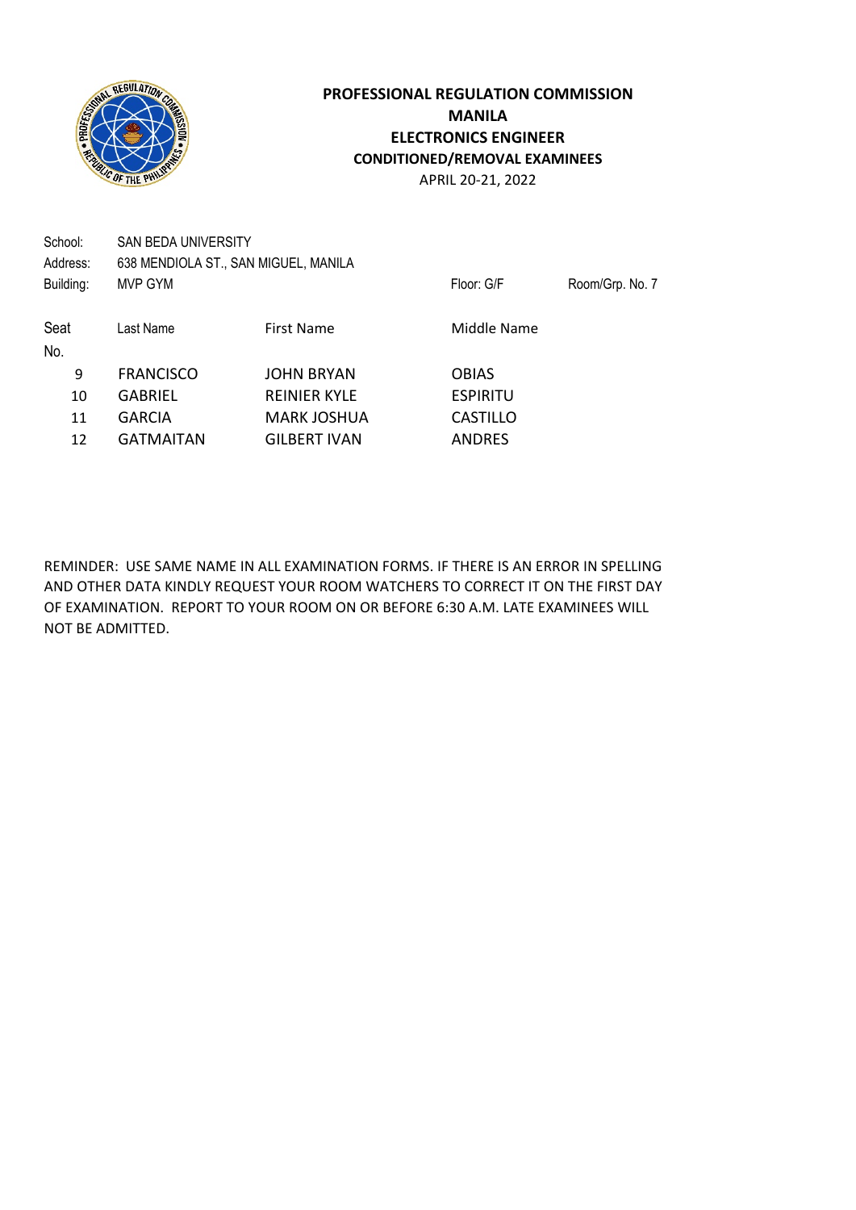**PROFESSIONAL REGULATION COMMISSION**
**MANILA**
**ELECTRONICS ENGINEER**
**CONDITIONED/REMOVAL EXAMINEES**
APRIL 20-21, 2022

School: SAN BEDA UNIVERSITY
Address: 638 MENDIOLA ST., SAN MIGUEL, MANILA
Building: MVP GYM    Floor: G/F    Room/Grp. No. 7

| Seat No. | Last Name | First Name | Middle Name |
| --- | --- | --- | --- |
| 9 | FRANCISCO | JOHN BRYAN | OBIAS |
| 10 | GABRIEL | REINIER KYLE | ESPIRITU |
| 11 | GARCIA | MARK JOSHUA | CASTILLO |
| 12 | GATMAITAN | GILBERT IVAN | ANDRES |

REMINDER: USE SAME NAME IN ALL EXAMINATION FORMS. IF THERE IS AN ERROR IN SPELLING AND OTHER DATA KINDLY REQUEST YOUR ROOM WATCHERS TO CORRECT IT ON THE FIRST DAY OF EXAMINATION. REPORT TO YOUR ROOM ON OR BEFORE 6:30 A.M. LATE EXAMINEES WILL NOT BE ADMITTED.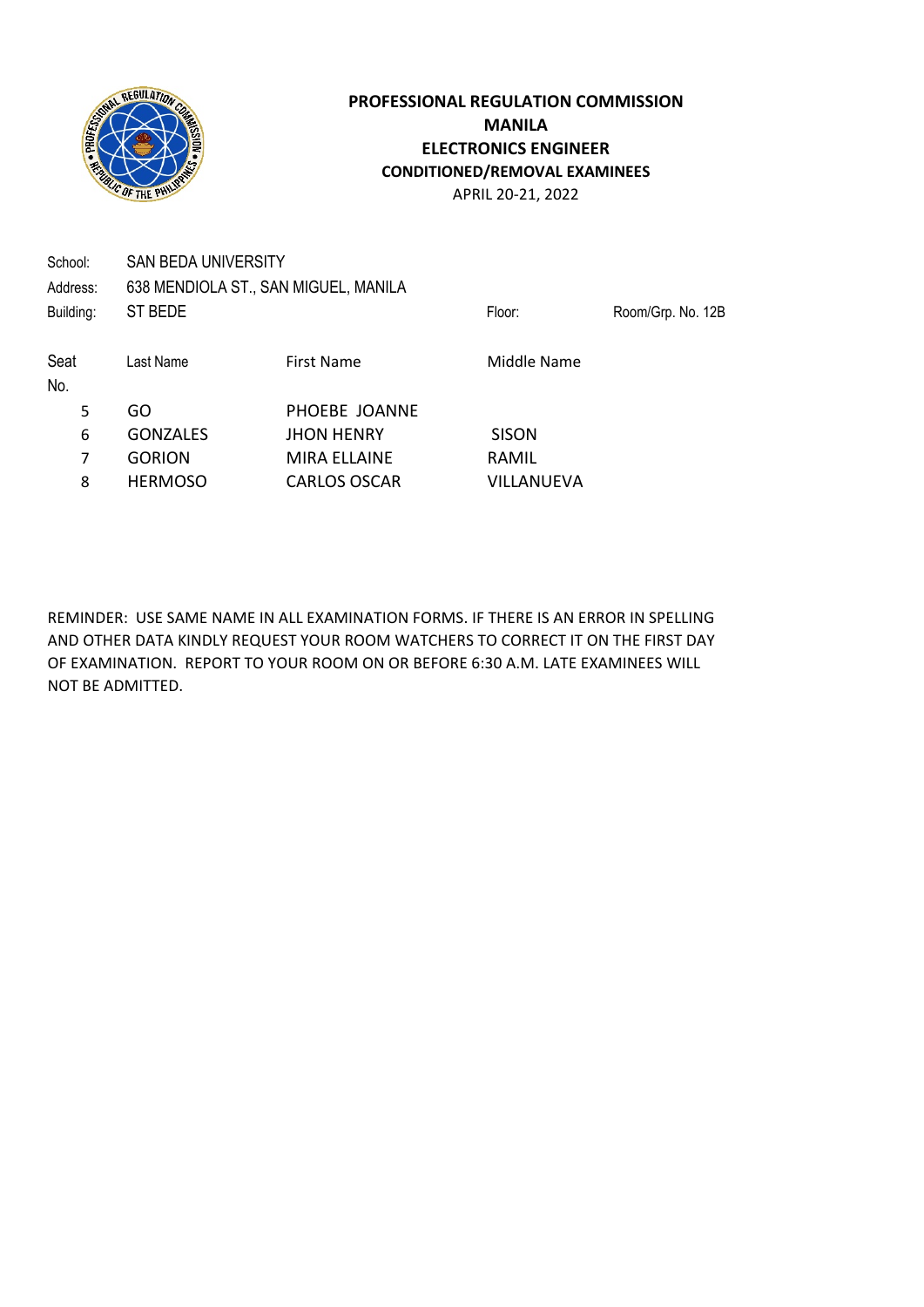**PROFESSIONAL REGULATION COMMISSION**
**MANILA**
**ELECTRONICS ENGINEER**
**CONDITIONED/REMOVAL EXAMINEES**
APRIL 20-21, 2022

School: SAN BEDA UNIVERSITY
Address: 638 MENDIOLA ST., SAN MIGUEL, MANILA
Building: ST BEDE
Floor:
Room/Grp. No. 12B

| Seat No. | Last Name | First Name | Middle Name |
|---|---|---|---|
| 5 | GO | PHOEBE JOANNE | |
| 6 | GONZALES | JHON HENRY | SISON |
| 7 | GORION | MIRA ELLAINE | RAMIL |
| 8 | HERMOSO | CARLOS OSCAR | VILLANUEVA |

REMINDER: USE SAME NAME IN ALL EXAMINATION FORMS. IF THERE IS AN ERROR IN SPELLING AND OTHER DATA KINDLY REQUEST YOUR ROOM WATCHERS TO CORRECT IT ON THE FIRST DAY OF EXAMINATION. REPORT TO YOUR ROOM ON OR BEFORE 6:30 A.M. LATE EXAMINEES WILL NOT BE ADMITTED.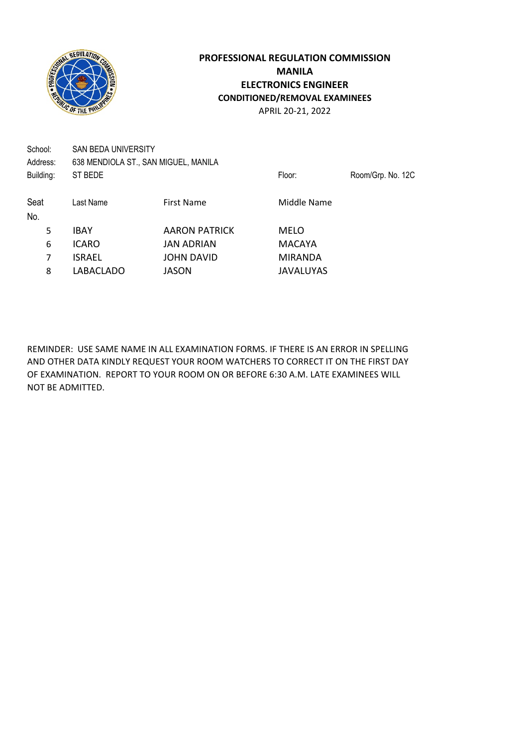**PROFESSIONAL REGULATION COMMISSION**
**MANILA**
**ELECTRONICS ENGINEER**
**CONDITIONED/REMOVAL EXAMINEES**
APRIL 20-21, 2022

School: SAN BEDA UNIVERSITY
Address: 638 MENDIOLA ST., SAN MIGUEL, MANILA
Building: ST BEDE Floor: Room/Grp. No. 12C

| Seat No. | Last Name | First Name | Middle Name |
|---|---|---|---|
| 5 | IBAY | AARON PATRICK | MELO |
| 6 | ICARO | JAN ADRIAN | MACAYA |
| 7 | ISRAEL | JOHN DAVID | MIRANDA |
| 8 | LABACLADO | JASON | JAVALUYAS |

REMINDER: USE SAME NAME IN ALL EXAMINATION FORMS. IF THERE IS AN ERROR IN SPELLING AND OTHER DATA KINDLY REQUEST YOUR ROOM WATCHERS TO CORRECT IT ON THE FIRST DAY OF EXAMINATION. REPORT TO YOUR ROOM ON OR BEFORE 6:30 A.M. LATE EXAMINEES WILL NOT BE ADMITTED.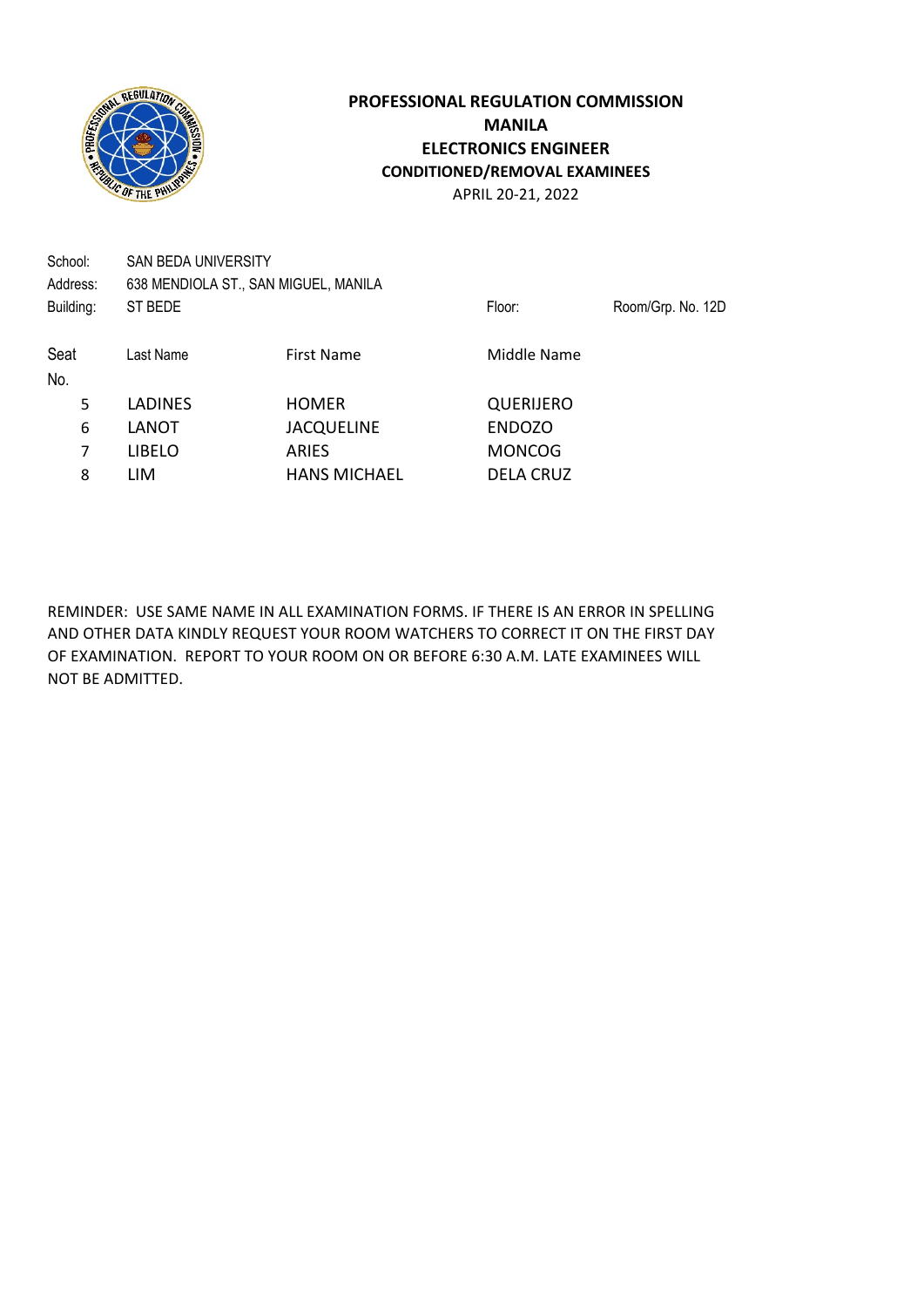**PROFESSIONAL REGULATION COMMISSION**
**MANILA**
**ELECTRONICS ENGINEER**
**CONDITIONED/REMOVAL EXAMINEES**
APRIL 20-21, 2022

School: SAN BEDA UNIVERSITY
Address: 638 MENDIOLA ST., SAN MIGUEL, MANILA
Building: ST BEDE　　Floor:　　Room/Grp. No. 12D

| Seat No. | Last Name | First Name | Middle Name |
|---|---|---|---|
| 5 | LADINES | HOMER | QUERIJERO |
| 6 | LANOT | JACQUELINE | ENDOZO |
| 7 | LIBELO | ARIES | MONCOG |
| 8 | LIM | HANS MICHAEL | DELA CRUZ |

REMINDER: USE SAME NAME IN ALL EXAMINATION FORMS. IF THERE IS AN ERROR IN SPELLING AND OTHER DATA KINDLY REQUEST YOUR ROOM WATCHERS TO CORRECT IT ON THE FIRST DAY OF EXAMINATION. REPORT TO YOUR ROOM ON OR BEFORE 6:30 A.M. LATE EXAMINEES WILL NOT BE ADMITTED.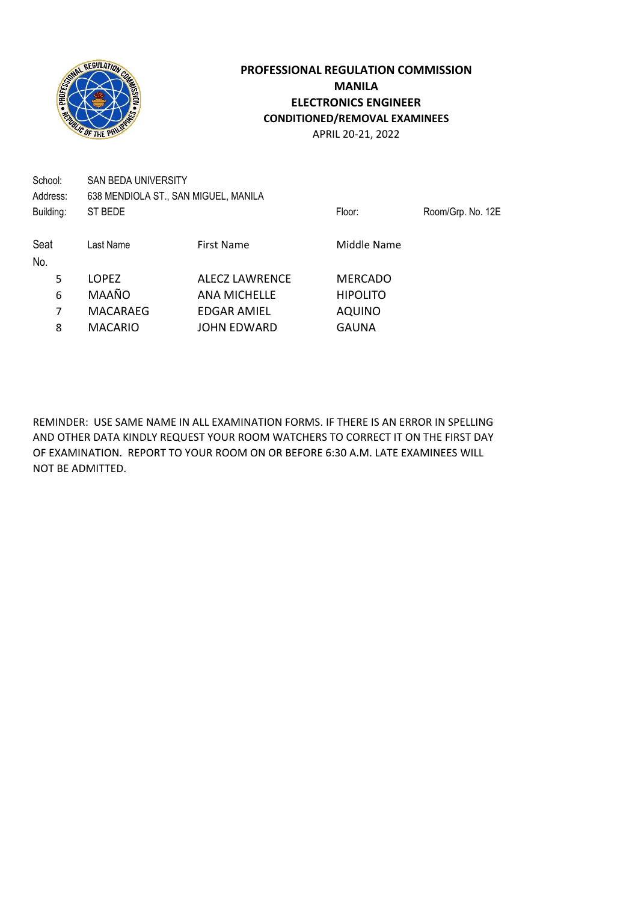**PROFESSIONAL REGULATION COMMISSION**
**MANILA**
**ELECTRONICS ENGINEER**
**CONDITIONED/REMOVAL EXAMINEES**
APRIL 20-21, 2022

School: SAN BEDA UNIVERSITY
Address: 638 MENDIOLA ST., SAN MIGUEL, MANILA
Building: ST BEDE Floor: Room/Grp. No. 12E

| Seat No. | Last Name | First Name | Middle Name |
|---|---|---|---|
| 5 | LOPEZ | ALECZ LAWRENCE | MERCADO |
| 6 | MAAÑO | ANA MICHELLE | HIPOLITO |
| 7 | MACARAEG | EDGAR AMIEL | AQUINO |
| 8 | MACARIO | JOHN EDWARD | GAUNA |

REMINDER: USE SAME NAME IN ALL EXAMINATION FORMS. IF THERE IS AN ERROR IN SPELLING AND OTHER DATA KINDLY REQUEST YOUR ROOM WATCHERS TO CORRECT IT ON THE FIRST DAY OF EXAMINATION. REPORT TO YOUR ROOM ON OR BEFORE 6:30 A.M. LATE EXAMINEES WILL NOT BE ADMITTED.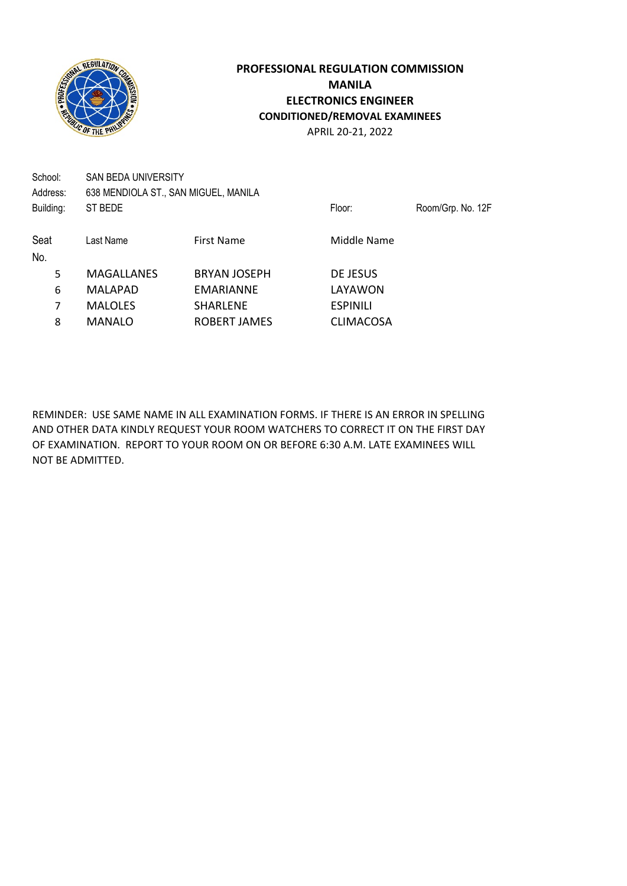**PROFESSIONAL REGULATION COMMISSION**
**MANILA**
**ELECTRONICS ENGINEER**
**CONDITIONED/REMOVAL EXAMINEES**
APRIL 20-21, 2022

School: SAN BEDA UNIVERSITY
Address: 638 MENDIOLA ST., SAN MIGUEL, MANILA
Building: ST BEDE — Floor: — Room/Grp. No. 12F

| Seat No. | Last Name | First Name | Middle Name |
|---|---|---|---|
| 5 | MAGALLANES | BRYAN JOSEPH | DE JESUS |
| 6 | MALAPAD | EMARIANNE | LAYAWON |
| 7 | MALOLES | SHARLENE | ESPINILI |
| 8 | MANALO | ROBERT JAMES | CLIMACOSA |

REMINDER: USE SAME NAME IN ALL EXAMINATION FORMS. IF THERE IS AN ERROR IN SPELLING AND OTHER DATA KINDLY REQUEST YOUR ROOM WATCHERS TO CORRECT IT ON THE FIRST DAY OF EXAMINATION. REPORT TO YOUR ROOM ON OR BEFORE 6:30 A.M. LATE EXAMINEES WILL NOT BE ADMITTED.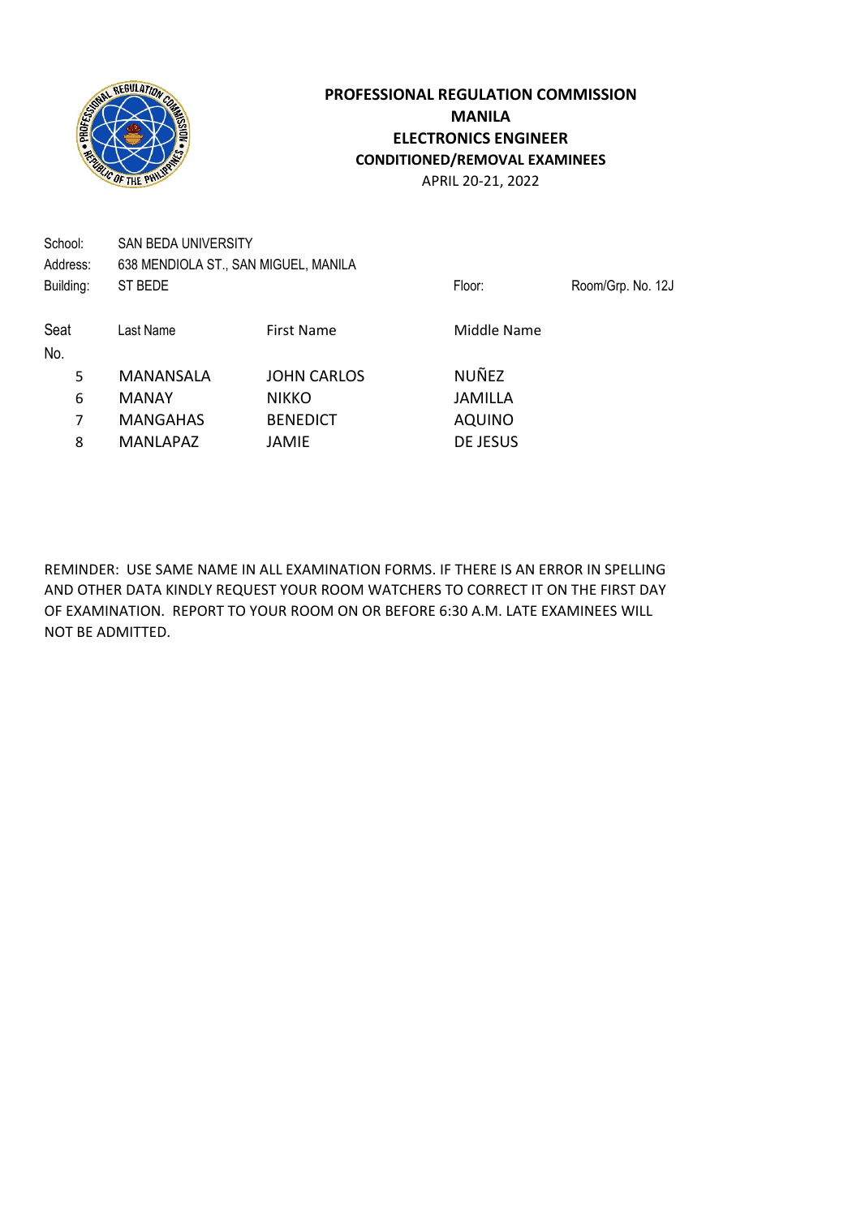# PROFESSIONAL REGULATION COMMISSION
## MANILA
## ELECTRONICS ENGINEER
## CONDITIONED/REMOVAL EXAMINEES
APRIL 20-21, 2022

School: SAN BEDA UNIVERSITY
Address: 638 MENDIOLA ST., SAN MIGUEL, MANILA
Building: ST BEDE Floor: Room/Grp. No. 12J

| Seat No. | Last Name | First Name | Middle Name |
|---|---|---|---|
| 5 | MANANSALA | JOHN CARLOS | NUÑEZ |
| 6 | MANAY | NIKKO | JAMILLA |
| 7 | MANGAHAS | BENEDICT | AQUINO |
| 8 | MANLAPAZ | JAMIE | DE JESUS |

REMINDER: USE SAME NAME IN ALL EXAMINATION FORMS. IF THERE IS AN ERROR IN SPELLING AND OTHER DATA KINDLY REQUEST YOUR ROOM WATCHERS TO CORRECT IT ON THE FIRST DAY OF EXAMINATION. REPORT TO YOUR ROOM ON OR BEFORE 6:30 A.M. LATE EXAMINEES WILL NOT BE ADMITTED.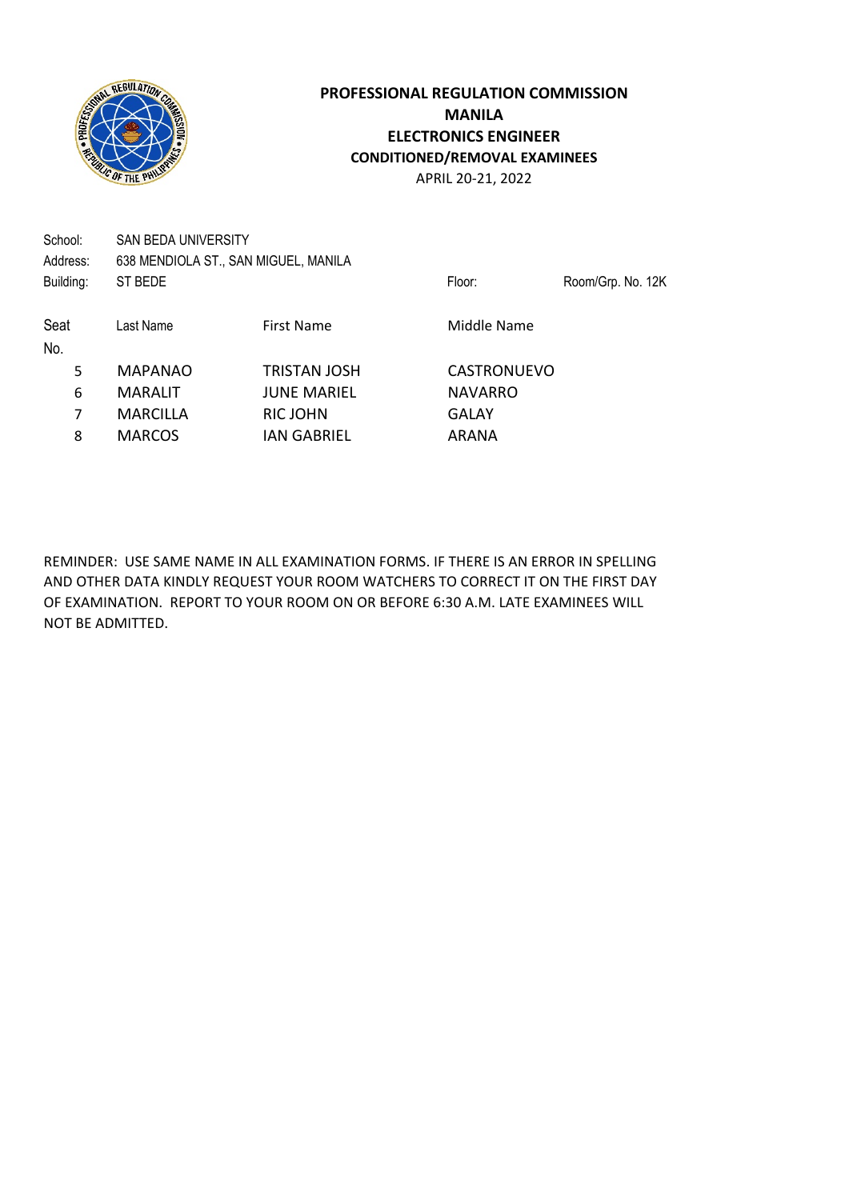**PROFESSIONAL REGULATION COMMISSION**
**MANILA**
**ELECTRONICS ENGINEER**
**CONDITIONED/REMOVAL EXAMINEES**
APRIL 20-21, 2022

School: SAN BEDA UNIVERSITY
Address: 638 MENDIOLA ST., SAN MIGUEL, MANILA
Building: ST BEDE    Floor:    Room/Grp. No. 12K

| Seat No. | Last Name | First Name | Middle Name |
|---|---|---|---|
| 5 | MAPANAO | TRISTAN JOSH | CASTRONUEVO |
| 6 | MARALIT | JUNE MARIEL | NAVARRO |
| 7 | MARCILLA | RIC JOHN | GALAY |
| 8 | MARCOS | IAN GABRIEL | ARANA |

REMINDER: USE SAME NAME IN ALL EXAMINATION FORMS. IF THERE IS AN ERROR IN SPELLING AND OTHER DATA KINDLY REQUEST YOUR ROOM WATCHERS TO CORRECT IT ON THE FIRST DAY OF EXAMINATION. REPORT TO YOUR ROOM ON OR BEFORE 6:30 A.M. LATE EXAMINEES WILL NOT BE ADMITTED.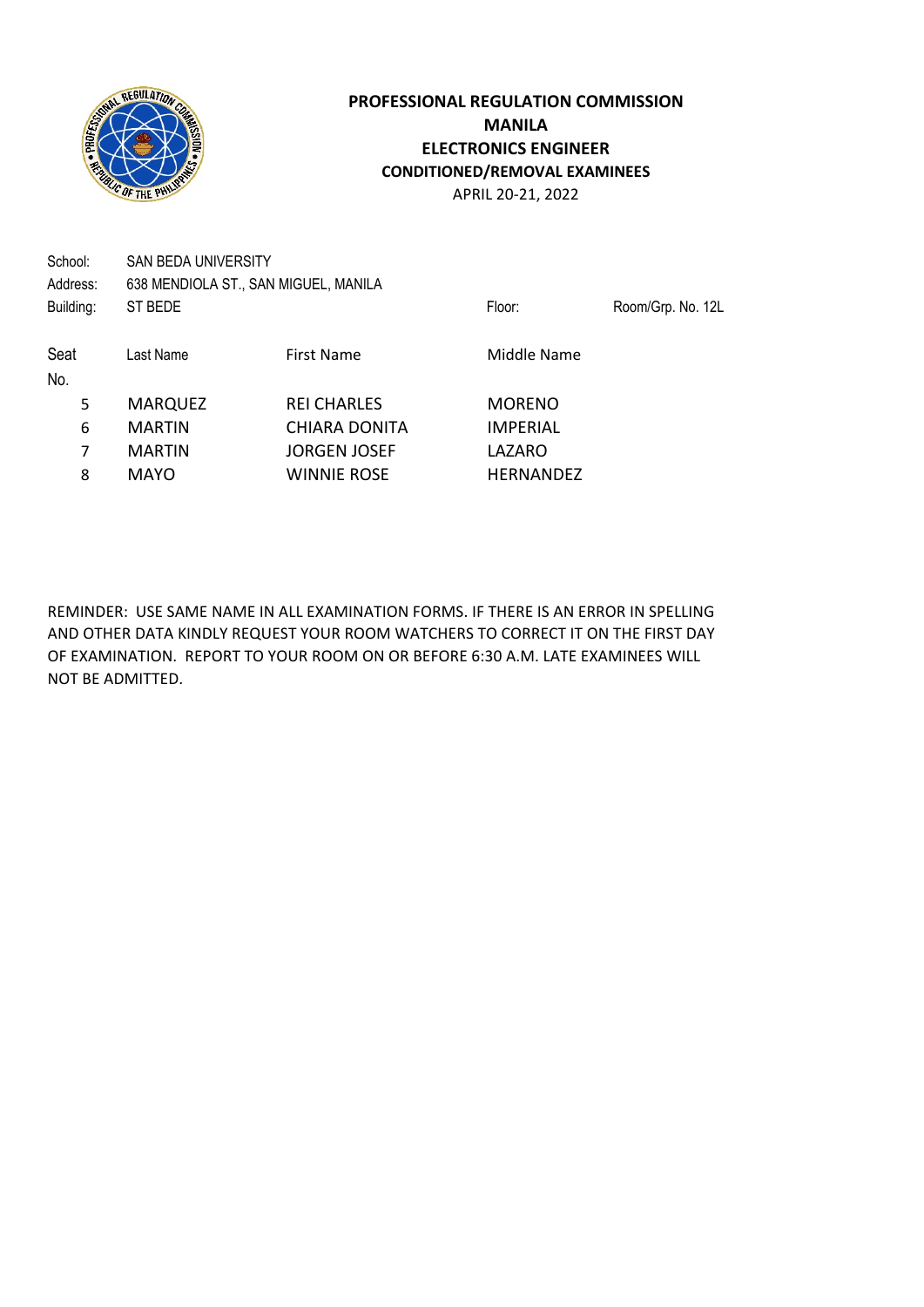**PROFESSIONAL REGULATION COMMISSION**
**MANILA**
**ELECTRONICS ENGINEER**
**CONDITIONED/REMOVAL EXAMINEES**
APRIL 20-21, 2022

School: SAN BEDA UNIVERSITY
Address: 638 MENDIOLA ST., SAN MIGUEL, MANILA
Building: ST BEDE Floor: Room/Grp. No. 12L

| Seat No. | Last Name | First Name | Middle Name |
|---|---|---|---|
| 5 | MARQUEZ | REI CHARLES | MORENO |
| 6 | MARTIN | CHIARA DONITA | IMPERIAL |
| 7 | MARTIN | JORGEN JOSEF | LAZARO |
| 8 | MAYO | WINNIE ROSE | HERNANDEZ |

REMINDER: USE SAME NAME IN ALL EXAMINATION FORMS. IF THERE IS AN ERROR IN SPELLING AND OTHER DATA KINDLY REQUEST YOUR ROOM WATCHERS TO CORRECT IT ON THE FIRST DAY OF EXAMINATION. REPORT TO YOUR ROOM ON OR BEFORE 6:30 A.M. LATE EXAMINEES WILL NOT BE ADMITTED.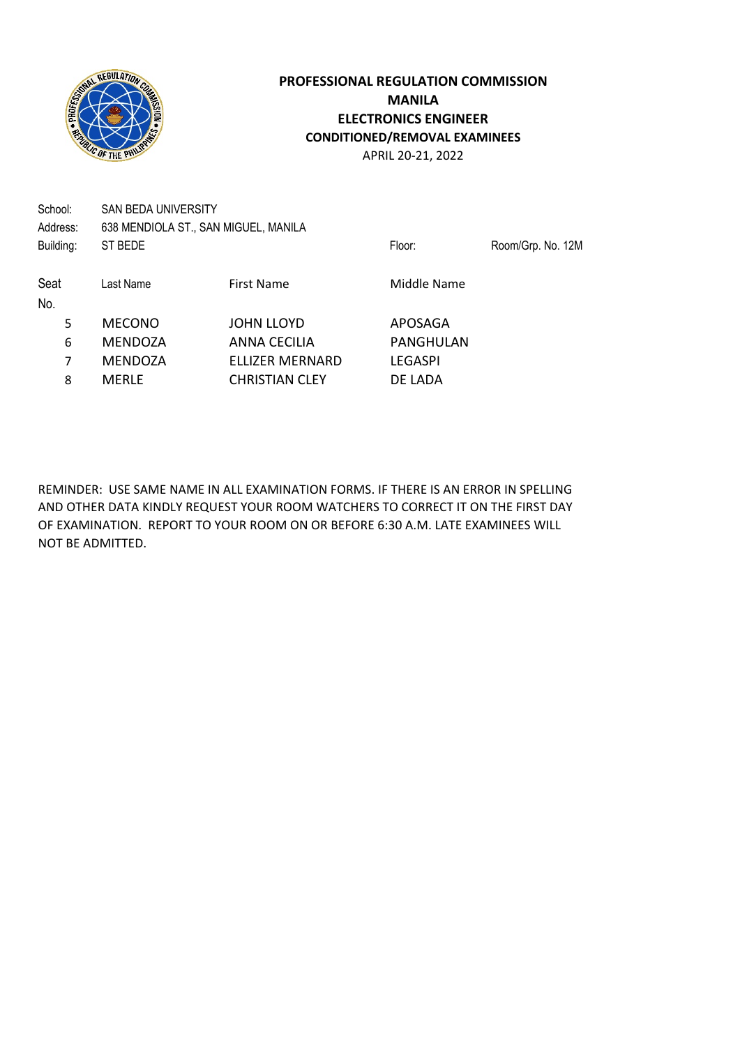**PROFESSIONAL REGULATION COMMISSION**
**MANILA**
**ELECTRONICS ENGINEER**
**CONDITIONED/REMOVAL EXAMINEES**
APRIL 20-21, 2022

School: SAN BEDA UNIVERSITY
Address: 638 MENDIOLA ST., SAN MIGUEL, MANILA
Building: ST BEDE    Floor:    Room/Grp. No. 12M

| Seat No. | Last Name | First Name | Middle Name |
|---|---|---|---|
| 5 | MECONO | JOHN LLOYD | APOSAGA |
| 6 | MENDOZA | ANNA CECILIA | PANGHULAN |
| 7 | MENDOZA | ELLIZER MERNARD | LEGASPI |
| 8 | MERLE | CHRISTIAN CLEY | DE LADA |

REMINDER: USE SAME NAME IN ALL EXAMINATION FORMS. IF THERE IS AN ERROR IN SPELLING AND OTHER DATA KINDLY REQUEST YOUR ROOM WATCHERS TO CORRECT IT ON THE FIRST DAY OF EXAMINATION. REPORT TO YOUR ROOM ON OR BEFORE 6:30 A.M. LATE EXAMINEES WILL NOT BE ADMITTED.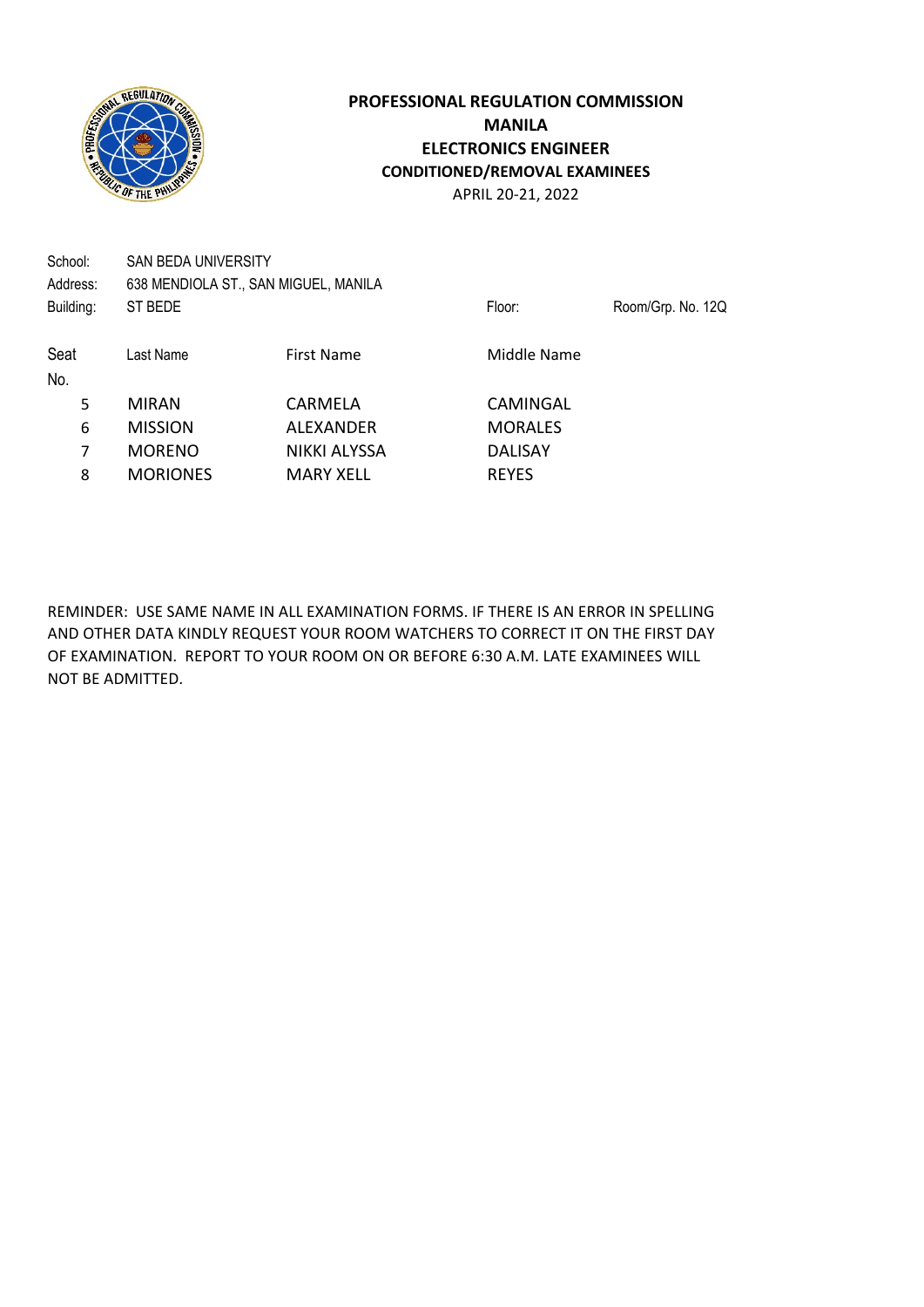**PROFESSIONAL REGULATION COMMISSION**
**MANILA**
**ELECTRONICS ENGINEER**
**CONDITIONED/REMOVAL EXAMINEES**
APRIL 20-21, 2022

School: SAN BEDA UNIVERSITY
Address: 638 MENDIOLA ST., SAN MIGUEL, MANILA
Building: ST BEDE Floor: Room/Grp. No. 12Q

| Seat No. | Last Name | First Name | Middle Name |
|---|---|---|---|
| 5 | MIRAN | CARMELA | CAMINGAL |
| 6 | MISSION | ALEXANDER | MORALES |
| 7 | MORENO | NIKKI ALYSSA | DALISAY |
| 8 | MORIONES | MARY XELL | REYES |

REMINDER: USE SAME NAME IN ALL EXAMINATION FORMS. IF THERE IS AN ERROR IN SPELLING AND OTHER DATA KINDLY REQUEST YOUR ROOM WATCHERS TO CORRECT IT ON THE FIRST DAY OF EXAMINATION. REPORT TO YOUR ROOM ON OR BEFORE 6:30 A.M. LATE EXAMINEES WILL NOT BE ADMITTED.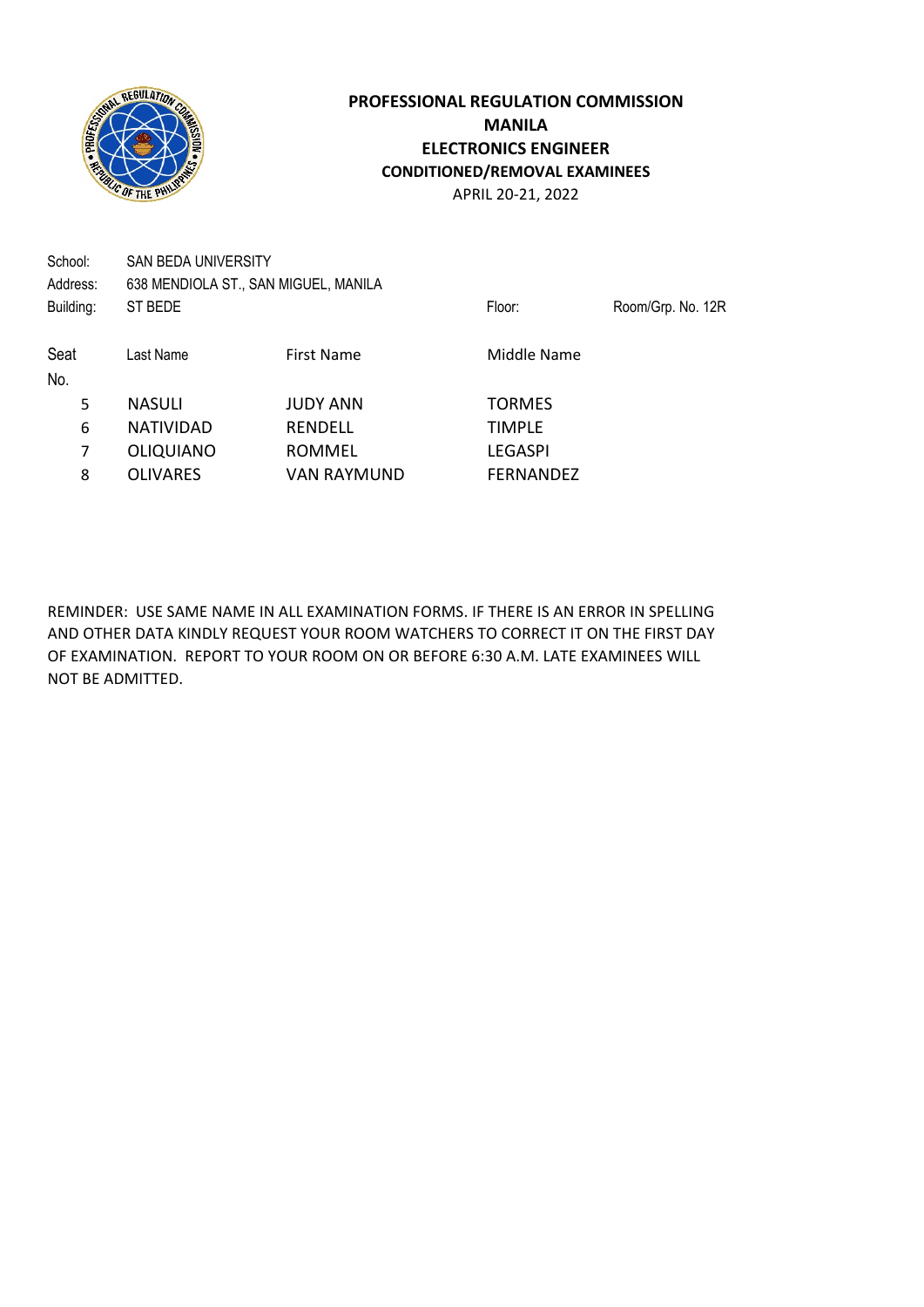**PROFESSIONAL REGULATION COMMISSION**
**MANILA**
**ELECTRONICS ENGINEER**
**CONDITIONED/REMOVAL EXAMINEES**
APRIL 20-21, 2022

School: SAN BEDA UNIVERSITY
Address: 638 MENDIOLA ST., SAN MIGUEL, MANILA
Building: ST BEDE | Floor: | Room/Grp. No. 12R

| Seat No. | Last Name | First Name | Middle Name |
|---|---|---|---|
| 5 | NASULI | JUDY ANN | TORMES |
| 6 | NATIVIDAD | RENDELL | TIMPLE |
| 7 | OLIQUIANO | ROMMEL | LEGASPI |
| 8 | OLIVARES | VAN RAYMUND | FERNANDEZ |

REMINDER: USE SAME NAME IN ALL EXAMINATION FORMS. IF THERE IS AN ERROR IN SPELLING AND OTHER DATA KINDLY REQUEST YOUR ROOM WATCHERS TO CORRECT IT ON THE FIRST DAY OF EXAMINATION. REPORT TO YOUR ROOM ON OR BEFORE 6:30 A.M. LATE EXAMINEES WILL NOT BE ADMITTED.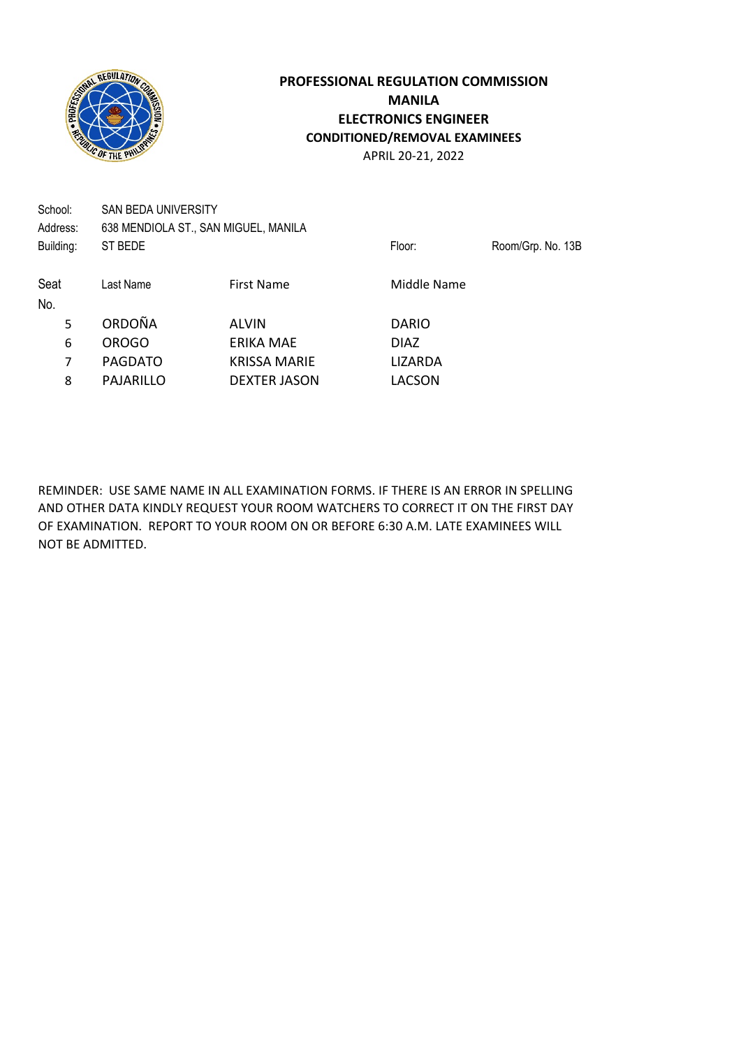**PROFESSIONAL REGULATION COMMISSION**
**MANILA**
**ELECTRONICS ENGINEER**
**CONDITIONED/REMOVAL EXAMINEES**
APRIL 20-21, 2022

School: SAN BEDA UNIVERSITY
Address: 638 MENDIOLA ST., SAN MIGUEL, MANILA
Building: ST BEDE | Floor: | Room/Grp. No. 13B

| Seat No. | Last Name | First Name | Middle Name |
|---|---|---|---|
| 5 | ORDOÑA | ALVIN | DARIO |
| 6 | OROGO | ERIKA MAE | DIAZ |
| 7 | PAGDATO | KRISSA MARIE | LIZARDA |
| 8 | PAJARILLO | DEXTER JASON | LACSON |

REMINDER: USE SAME NAME IN ALL EXAMINATION FORMS. IF THERE IS AN ERROR IN SPELLING AND OTHER DATA KINDLY REQUEST YOUR ROOM WATCHERS TO CORRECT IT ON THE FIRST DAY OF EXAMINATION. REPORT TO YOUR ROOM ON OR BEFORE 6:30 A.M. LATE EXAMINEES WILL NOT BE ADMITTED.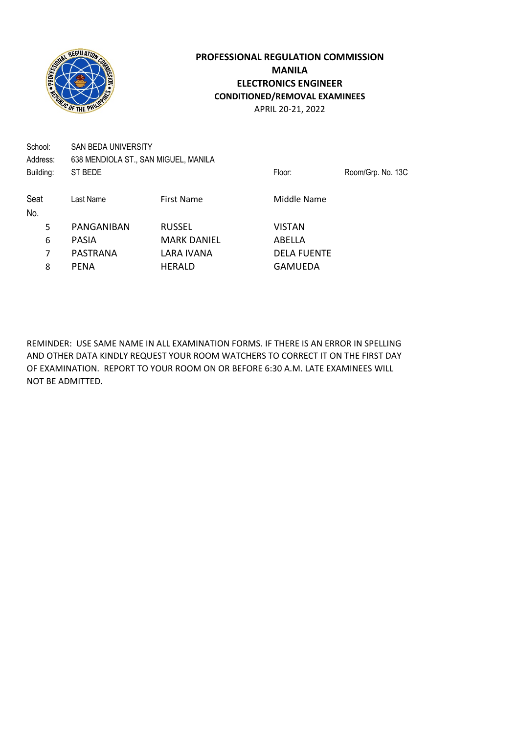**PROFESSIONAL REGULATION COMMISSION**
**MANILA**
**ELECTRONICS ENGINEER**
**CONDITIONED/REMOVAL EXAMINEES**
APRIL 20-21, 2022

School: SAN BEDA UNIVERSITY
Address: 638 MENDIOLA ST., SAN MIGUEL, MANILA
Building: ST BEDE Floor: Room/Grp. No. 13C

| Seat No. | Last Name | First Name | Middle Name |
|---|---|---|---|
| 5 | PANGANIBAN | RUSSEL | VISTAN |
| 6 | PASIA | MARK DANIEL | ABELLA |
| 7 | PASTRANA | LARA IVANA | DELA FUENTE |
| 8 | PENA | HERALD | GAMUEDA |

REMINDER: USE SAME NAME IN ALL EXAMINATION FORMS. IF THERE IS AN ERROR IN SPELLING AND OTHER DATA KINDLY REQUEST YOUR ROOM WATCHERS TO CORRECT IT ON THE FIRST DAY OF EXAMINATION. REPORT TO YOUR ROOM ON OR BEFORE 6:30 A.M. LATE EXAMINEES WILL NOT BE ADMITTED.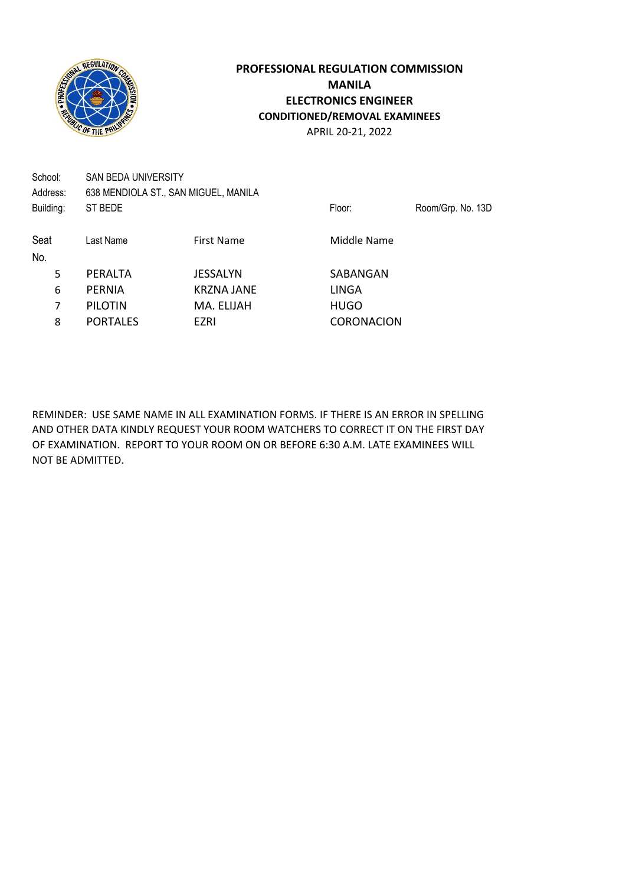**PROFESSIONAL REGULATION COMMISSION**
**MANILA**
**ELECTRONICS ENGINEER**
**CONDITIONED/REMOVAL EXAMINEES**
APRIL 20-21, 2022

School: SAN BEDA UNIVERSITY
Address: 638 MENDIOLA ST., SAN MIGUEL, MANILA
Building: ST BEDE　　　Floor:　　　Room/Grp. No. 13D

| Seat No. | Last Name | First Name | Middle Name |
|---|---|---|---|
| 5 | PERALTA | JESSALYN | SABANGAN |
| 6 | PERNIA | KRZNA JANE | LINGA |
| 7 | PILOTIN | MA. ELIJAH | HUGO |
| 8 | PORTALES | EZRI | CORONACION |

REMINDER: USE SAME NAME IN ALL EXAMINATION FORMS. IF THERE IS AN ERROR IN SPELLING AND OTHER DATA KINDLY REQUEST YOUR ROOM WATCHERS TO CORRECT IT ON THE FIRST DAY OF EXAMINATION. REPORT TO YOUR ROOM ON OR BEFORE 6:30 A.M. LATE EXAMINEES WILL NOT BE ADMITTED.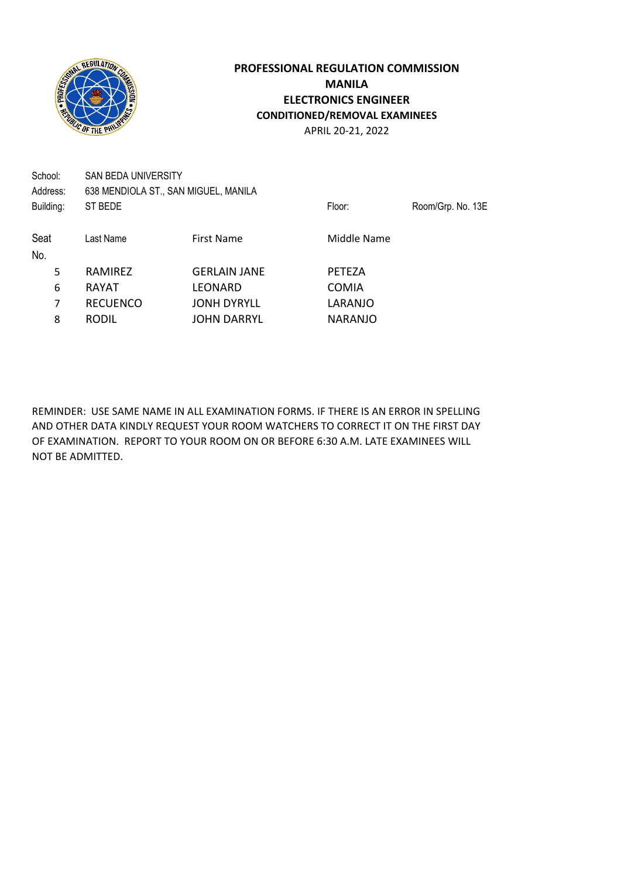**PROFESSIONAL REGULATION COMMISSION**
**MANILA**
**ELECTRONICS ENGINEER**
**CONDITIONED/REMOVAL EXAMINEES**
APRIL 20-21, 2022

School: SAN BEDA UNIVERSITY
Address: 638 MENDIOLA ST., SAN MIGUEL, MANILA
Building: ST BEDE    Floor:    Room/Grp. No. 13E

| Seat No. | Last Name | First Name | Middle Name |
|---|---|---|---|
| 5 | RAMIREZ | GERLAIN JANE | PETEZA |
| 6 | RAYAT | LEONARD | COMIA |
| 7 | RECUENCO | JONH DYRYLL | LARANJO |
| 8 | RODIL | JOHN DARRYL | NARANJO |

REMINDER: USE SAME NAME IN ALL EXAMINATION FORMS. IF THERE IS AN ERROR IN SPELLING AND OTHER DATA KINDLY REQUEST YOUR ROOM WATCHERS TO CORRECT IT ON THE FIRST DAY OF EXAMINATION. REPORT TO YOUR ROOM ON OR BEFORE 6:30 A.M. LATE EXAMINEES WILL NOT BE ADMITTED.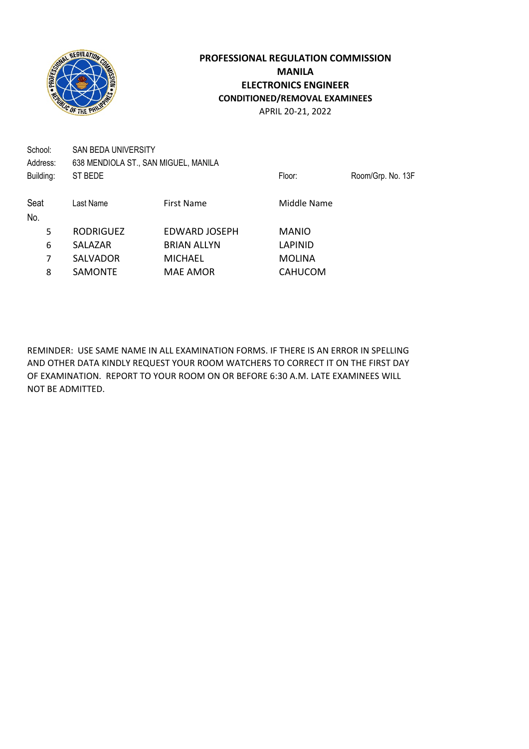**PROFESSIONAL REGULATION COMMISSION**
**MANILA**
**ELECTRONICS ENGINEER**
**CONDITIONED/REMOVAL EXAMINEES**
APRIL 20-21, 2022

School: SAN BEDA UNIVERSITY
Address: 638 MENDIOLA ST., SAN MIGUEL, MANILA
Building: ST BEDE    Floor:    Room/Grp. No. 13F

| Seat No. | Last Name | First Name | Middle Name |
|---|---|---|---|
| 5 | RODRIGUEZ | EDWARD JOSEPH | MANIO |
| 6 | SALAZAR | BRIAN ALLYN | LAPINID |
| 7 | SALVADOR | MICHAEL | MOLINA |
| 8 | SAMONTE | MAE AMOR | CAHUCOM |

REMINDER: USE SAME NAME IN ALL EXAMINATION FORMS. IF THERE IS AN ERROR IN SPELLING AND OTHER DATA KINDLY REQUEST YOUR ROOM WATCHERS TO CORRECT IT ON THE FIRST DAY OF EXAMINATION. REPORT TO YOUR ROOM ON OR BEFORE 6:30 A.M. LATE EXAMINEES WILL NOT BE ADMITTED.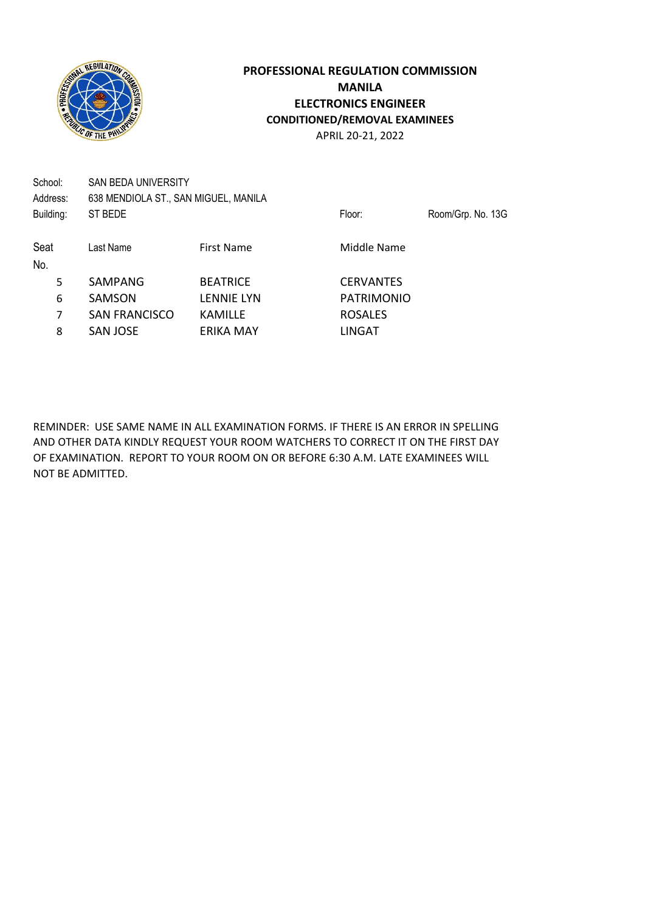**PROFESSIONAL REGULATION COMMISSION**
**MANILA**
**ELECTRONICS ENGINEER**
**CONDITIONED/REMOVAL EXAMINEES**
APRIL 20-21, 2022

School: SAN BEDA UNIVERSITY
Address: 638 MENDIOLA ST., SAN MIGUEL, MANILA
Building: ST BEDE | Floor: | Room/Grp. No. 13G

| Seat No. | Last Name | First Name | Middle Name |
|---|---|---|---|
| 5 | SAMPANG | BEATRICE | CERVANTES |
| 6 | SAMSON | LENNIE LYN | PATRIMONIO |
| 7 | SAN FRANCISCO | KAMILLE | ROSALES |
| 8 | SAN JOSE | ERIKA MAY | LINGAT |

REMINDER: USE SAME NAME IN ALL EXAMINATION FORMS. IF THERE IS AN ERROR IN SPELLING AND OTHER DATA KINDLY REQUEST YOUR ROOM WATCHERS TO CORRECT IT ON THE FIRST DAY OF EXAMINATION. REPORT TO YOUR ROOM ON OR BEFORE 6:30 A.M. LATE EXAMINEES WILL NOT BE ADMITTED.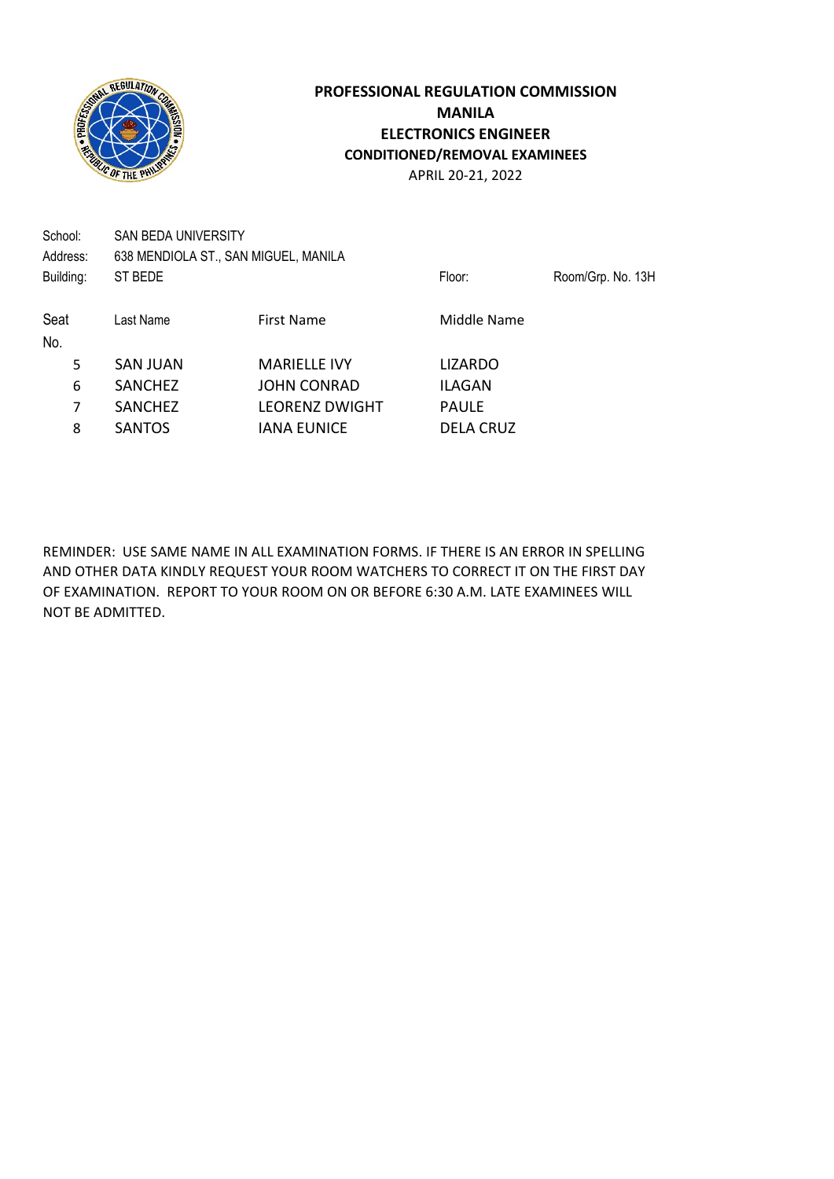**PROFESSIONAL REGULATION COMMISSION**
**MANILA**
**ELECTRONICS ENGINEER**
**CONDITIONED/REMOVAL EXAMINEES**
APRIL 20-21, 2022

School: SAN BEDA UNIVERSITY
Address: 638 MENDIOLA ST., SAN MIGUEL, MANILA
Building: ST BEDE Floor: Room/Grp. No. 13H

| Seat No. | Last Name | First Name | Middle Name |
|---|---|---|---|
| 5 | SAN JUAN | MARIELLE IVY | LIZARDO |
| 6 | SANCHEZ | JOHN CONRAD | ILAGAN |
| 7 | SANCHEZ | LEORENZ DWIGHT | PAULE |
| 8 | SANTOS | IANA EUNICE | DELA CRUZ |

REMINDER: USE SAME NAME IN ALL EXAMINATION FORMS. IF THERE IS AN ERROR IN SPELLING AND OTHER DATA KINDLY REQUEST YOUR ROOM WATCHERS TO CORRECT IT ON THE FIRST DAY OF EXAMINATION. REPORT TO YOUR ROOM ON OR BEFORE 6:30 A.M. LATE EXAMINEES WILL NOT BE ADMITTED.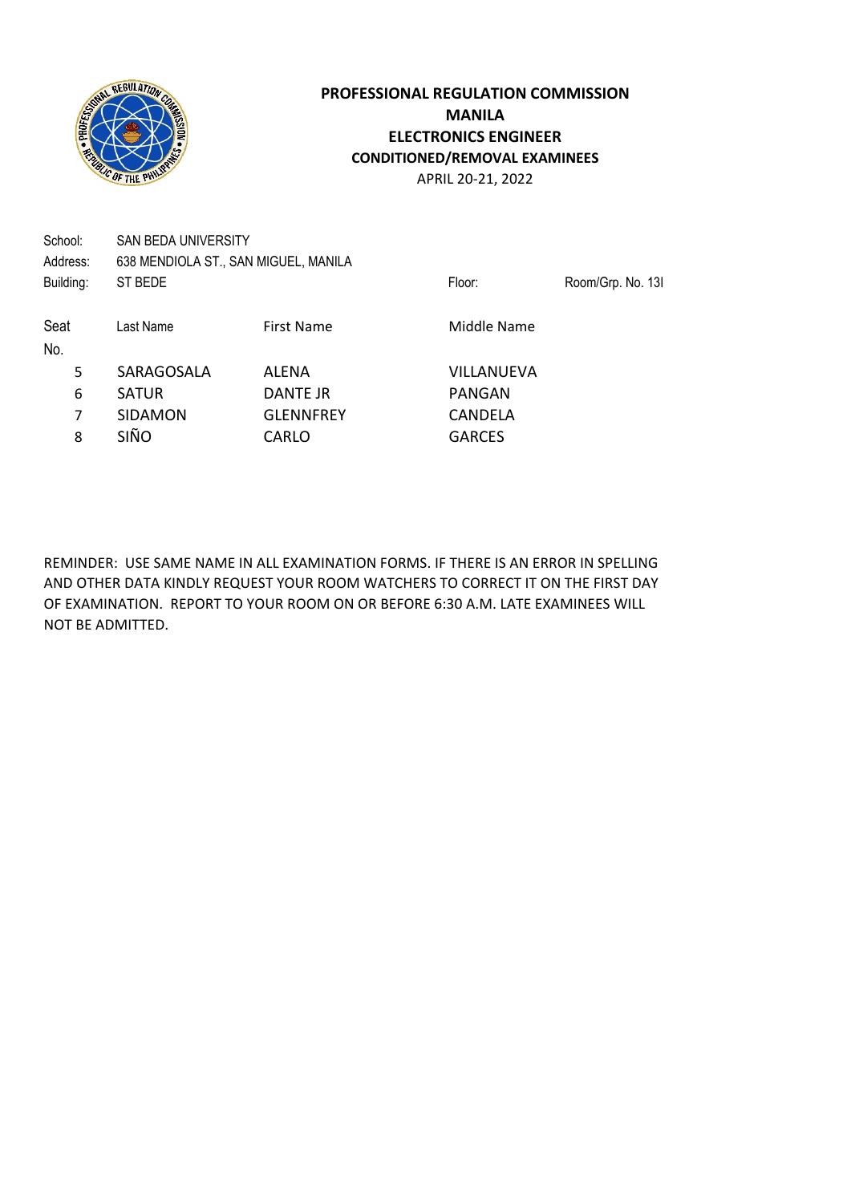**PROFESSIONAL REGULATION COMMISSION**
**MANILA**
**ELECTRONICS ENGINEER**
**CONDITIONED/REMOVAL EXAMINEES**
APRIL 20-21, 2022

School: SAN BEDA UNIVERSITY
Address: 638 MENDIOLA ST., SAN MIGUEL, MANILA
Building: ST BEDE | Floor: | Room/Grp. No. 13I

| Seat No. | Last Name | First Name | Middle Name |
|---|---|---|---|
| 5 | SARAGOSALA | ALENA | VILLANUEVA |
| 6 | SATUR | DANTE JR | PANGAN |
| 7 | SIDAMON | GLENNFREY | CANDELA |
| 8 | SIÑO | CARLO | GARCES |

REMINDER: USE SAME NAME IN ALL EXAMINATION FORMS. IF THERE IS AN ERROR IN SPELLING AND OTHER DATA KINDLY REQUEST YOUR ROOM WATCHERS TO CORRECT IT ON THE FIRST DAY OF EXAMINATION. REPORT TO YOUR ROOM ON OR BEFORE 6:30 A.M. LATE EXAMINEES WILL NOT BE ADMITTED.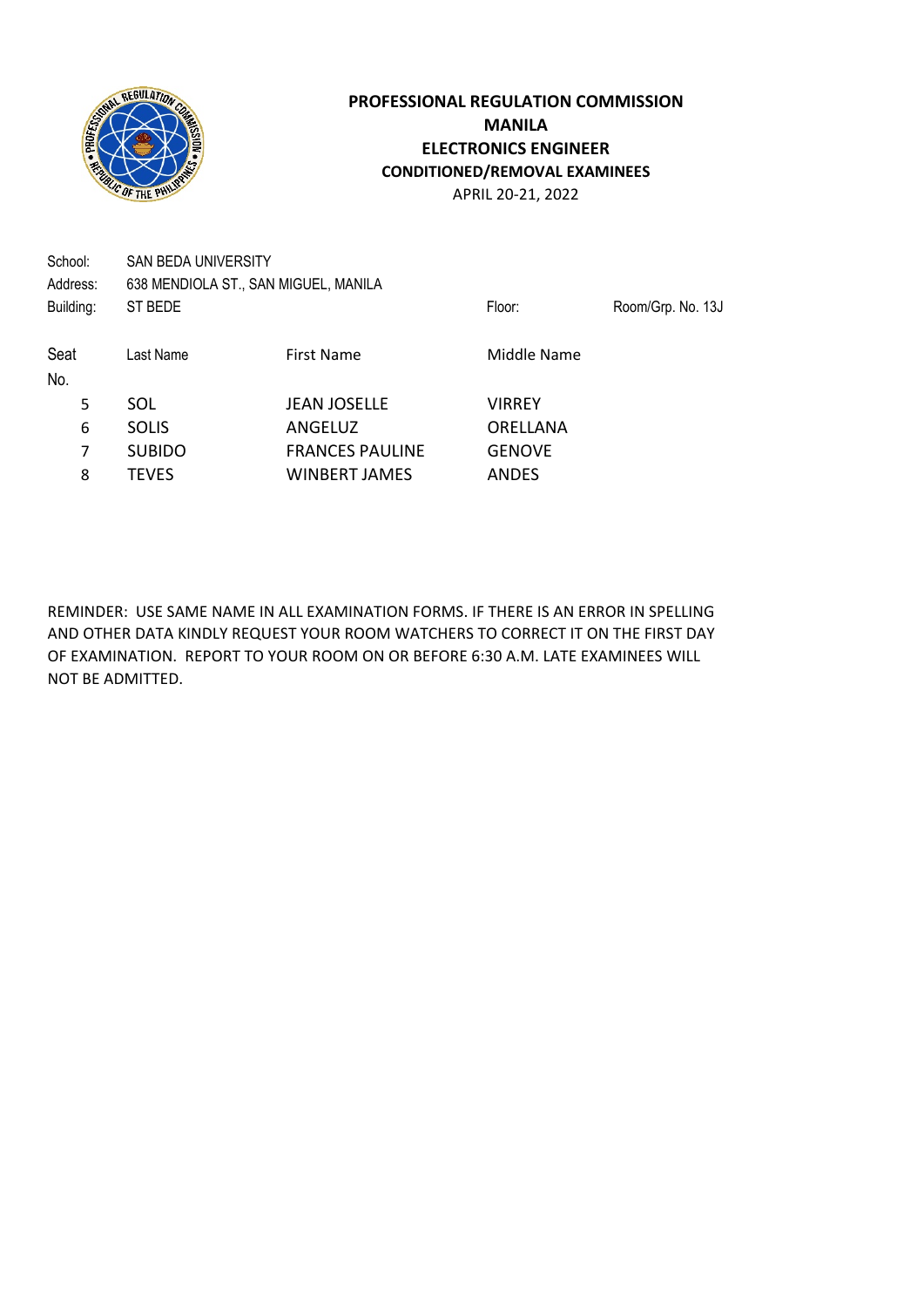**PROFESSIONAL REGULATION COMMISSION**
**MANILA**
**ELECTRONICS ENGINEER**
**CONDITIONED/REMOVAL EXAMINEES**
APRIL 20-21, 2022

School: SAN BEDA UNIVERSITY
Address: 638 MENDIOLA ST., SAN MIGUEL, MANILA
Building: ST BEDE    Floor:    Room/Grp. No. 13J

| Seat No. | Last Name | First Name | Middle Name |
|---|---|---|---|
| 5 | SOL | JEAN JOSELLE | VIRREY |
| 6 | SOLIS | ANGELUZ | ORELLANA |
| 7 | SUBIDO | FRANCES PAULINE | GENOVE |
| 8 | TEVES | WINBERT JAMES | ANDES |

REMINDER: USE SAME NAME IN ALL EXAMINATION FORMS. IF THERE IS AN ERROR IN SPELLING AND OTHER DATA KINDLY REQUEST YOUR ROOM WATCHERS TO CORRECT IT ON THE FIRST DAY OF EXAMINATION. REPORT TO YOUR ROOM ON OR BEFORE 6:30 A.M. LATE EXAMINEES WILL NOT BE ADMITTED.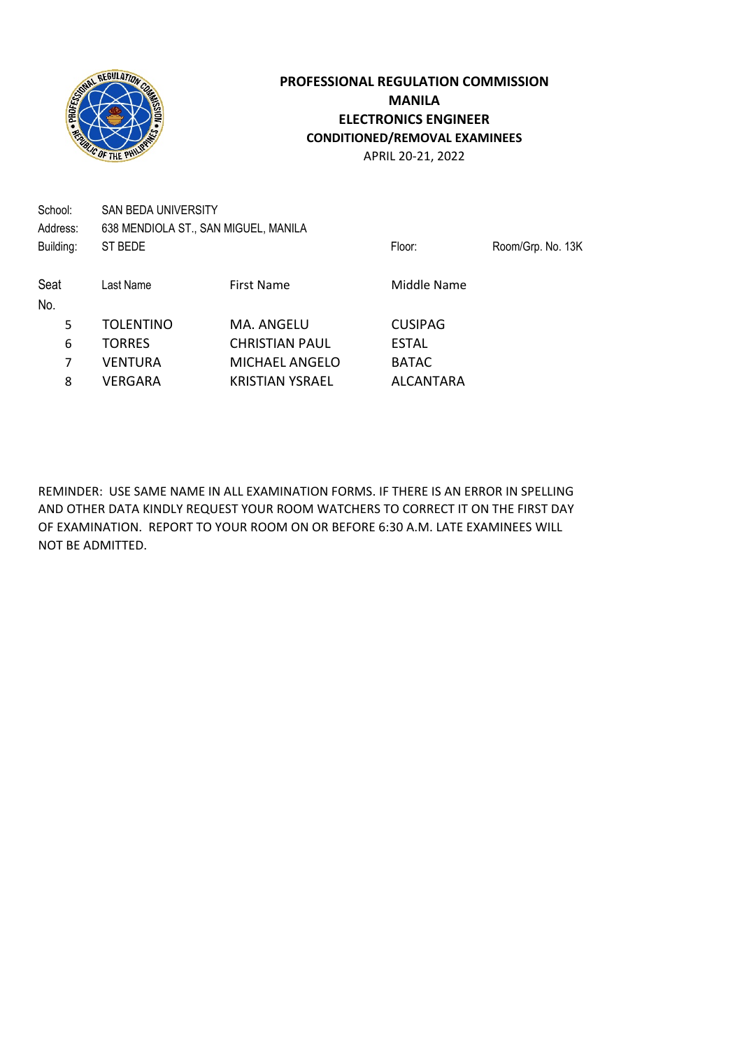**PROFESSIONAL REGULATION COMMISSION**
**MANILA**
**ELECTRONICS ENGINEER**
**CONDITIONED/REMOVAL EXAMINEES**
APRIL 20-21, 2022

School: SAN BEDA UNIVERSITY
Address: 638 MENDIOLA ST., SAN MIGUEL, MANILA
Building: ST BEDE Floor: Room/Grp. No. 13K

| Seat No. | Last Name | First Name | Middle Name |
|---|---|---|---|
| 5 | TOLENTINO | MA. ANGELU | CUSIPAG |
| 6 | TORRES | CHRISTIAN PAUL | ESTAL |
| 7 | VENTURA | MICHAEL ANGELO | BATAC |
| 8 | VERGARA | KRISTIAN YSRAEL | ALCANTARA |

REMINDER: USE SAME NAME IN ALL EXAMINATION FORMS. IF THERE IS AN ERROR IN SPELLING AND OTHER DATA KINDLY REQUEST YOUR ROOM WATCHERS TO CORRECT IT ON THE FIRST DAY OF EXAMINATION. REPORT TO YOUR ROOM ON OR BEFORE 6:30 A.M. LATE EXAMINEES WILL NOT BE ADMITTED.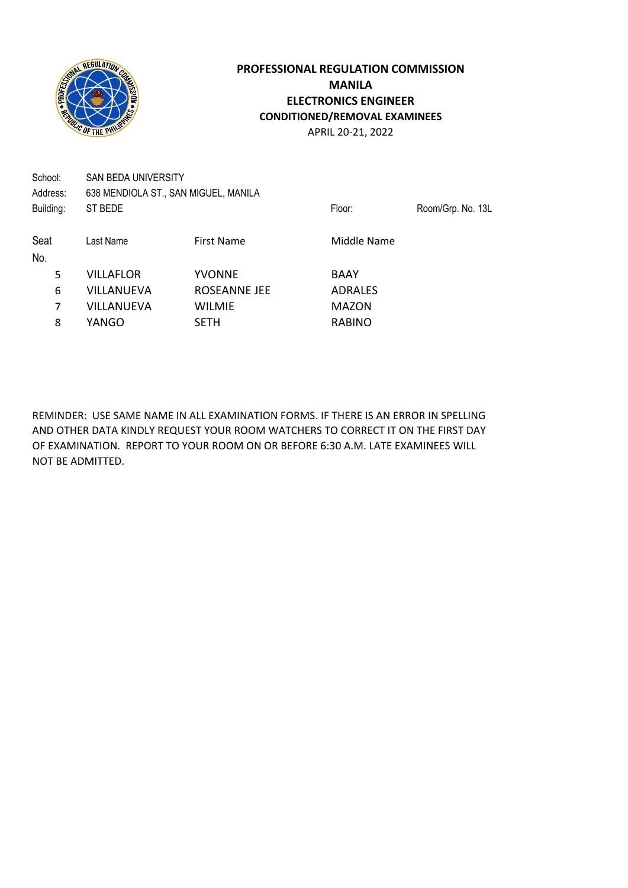**PROFESSIONAL REGULATION COMMISSION**
**MANILA**
**ELECTRONICS ENGINEER**
**CONDITIONED/REMOVAL EXAMINEES**
APRIL 20-21, 2022

School: SAN BEDA UNIVERSITY
Address: 638 MENDIOLA ST., SAN MIGUEL, MANILA
Building: ST BEDE Floor: Room/Grp. No. 13L

| Seat No. | Last Name | First Name | Middle Name |
|---|---|---|---|
| 5 | VILLAFLOR | YVONNE | BAAY |
| 6 | VILLANUEVA | ROSEANNE JEE | ADRALES |
| 7 | VILLANUEVA | WILMIE | MAZON |
| 8 | YANGO | SETH | RABINO |

REMINDER: USE SAME NAME IN ALL EXAMINATION FORMS. IF THERE IS AN ERROR IN SPELLING AND OTHER DATA KINDLY REQUEST YOUR ROOM WATCHERS TO CORRECT IT ON THE FIRST DAY OF EXAMINATION. REPORT TO YOUR ROOM ON OR BEFORE 6:30 A.M. LATE EXAMINEES WILL NOT BE ADMITTED.